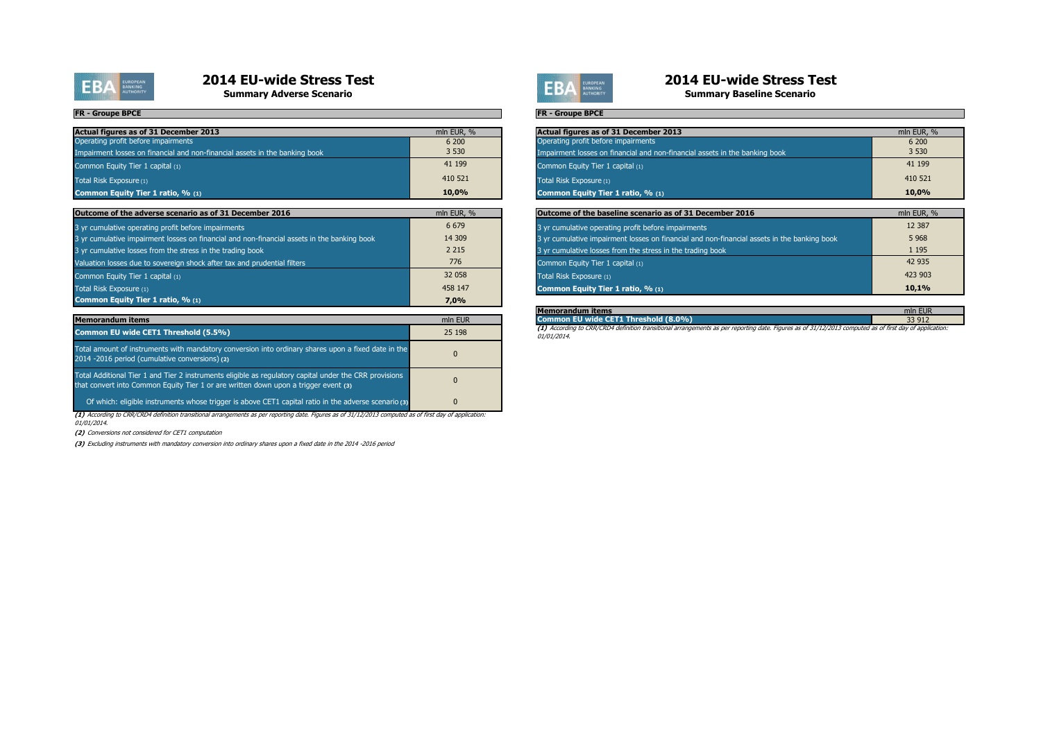# 2014 EU-wide Stress Test

## Summary Adverse Scenario

**FR - Groupe BPCE**

| **Actual figures as of 31 December 2013** | mln EUR, % |
|---|---|
| Operating profit before impairments | 6 200 |
| Impairment losses on financial and non-financial assets in the banking book | 3 530 |
| Common Equity Tier 1 capital (1) | 41 199 |
| Total Risk Exposure (1) | 410 521 |
| **Common Equity Tier 1 ratio, % (1)** | **10,0%** |

| **Outcome of the adverse scenario as of 31 December 2016** | mln EUR, % |
|---|---|
| 3 yr cumulative operating profit before impairments | 6 679 |
| 3 yr cumulative impairment losses on financial and non-financial assets in the banking book | 14 309 |
| 3 yr cumulative losses from the stress in the trading book | 2 215 |
| Valuation losses due to sovereign shock after tax and prudential filters | 776 |
| Common Equity Tier 1 capital (1) | 32 058 |
| Total Risk Exposure (1) | 458 147 |
| **Common Equity Tier 1 ratio, % (1)** | **7,0%** |

| **Memorandum items** | mln EUR |
|---|---|
| **Common EU wide CET1 Threshold (5.5%)** | 25 198 |
| Total amount of instruments with mandatory conversion into ordinary shares upon a fixed date in the 2014 -2016 period (cumulative conversions) (2) | 0 |
| Total Additional Tier 1 and Tier 2 instruments eligible as regulatory capital under the CRR provisions that convert into Common Equity Tier 1 or are written down upon a trigger event (3) | 0 |
| Of which: eligible instruments whose trigger is above CET1 capital ratio in the adverse scenario (3) | 0 |

*(1) According to CRR/CRD4 definition transitional arrangements as per reporting date. Figures as of 31/12/2013 computed as of first day of application: 01/01/2014.*

*(2) Conversions not considered for CET1 computation*

*(3) Excluding instruments with mandatory conversion into ordinary shares upon a fixed date in the 2014 -2016 period*

# 2014 EU-wide Stress Test

## Summary Baseline Scenario

**FR - Groupe BPCE**

| **Actual figures as of 31 December 2013** | mln EUR, % |
|---|---|
| Operating profit before impairments | 6 200 |
| Impairment losses on financial and non-financial assets in the banking book | 3 530 |
| Common Equity Tier 1 capital (1) | 41 199 |
| Total Risk Exposure (1) | 410 521 |
| **Common Equity Tier 1 ratio, % (1)** | **10,0%** |

| **Outcome of the baseline scenario as of 31 December 2016** | mln EUR, % |
|---|---|
| 3 yr cumulative operating profit before impairments | 12 387 |
| 3 yr cumulative impairment losses on financial and non-financial assets in the banking book | 5 968 |
| 3 yr cumulative losses from the stress in the trading book | 1 195 |
| Common Equity Tier 1 capital (1) | 42 935 |
| Total Risk Exposure (1) | 423 903 |
| **Common Equity Tier 1 ratio, % (1)** | **10,1%** |

| **Memorandum items** | mln EUR |
|---|---|
| **Common EU wide CET1 Threshold (8.0%)** | 33 912 |

*(1) According to CRR/CRD4 definition transitional arrangements as per reporting date. Figures as of 31/12/2013 computed as of first day of application: 01/01/2014.*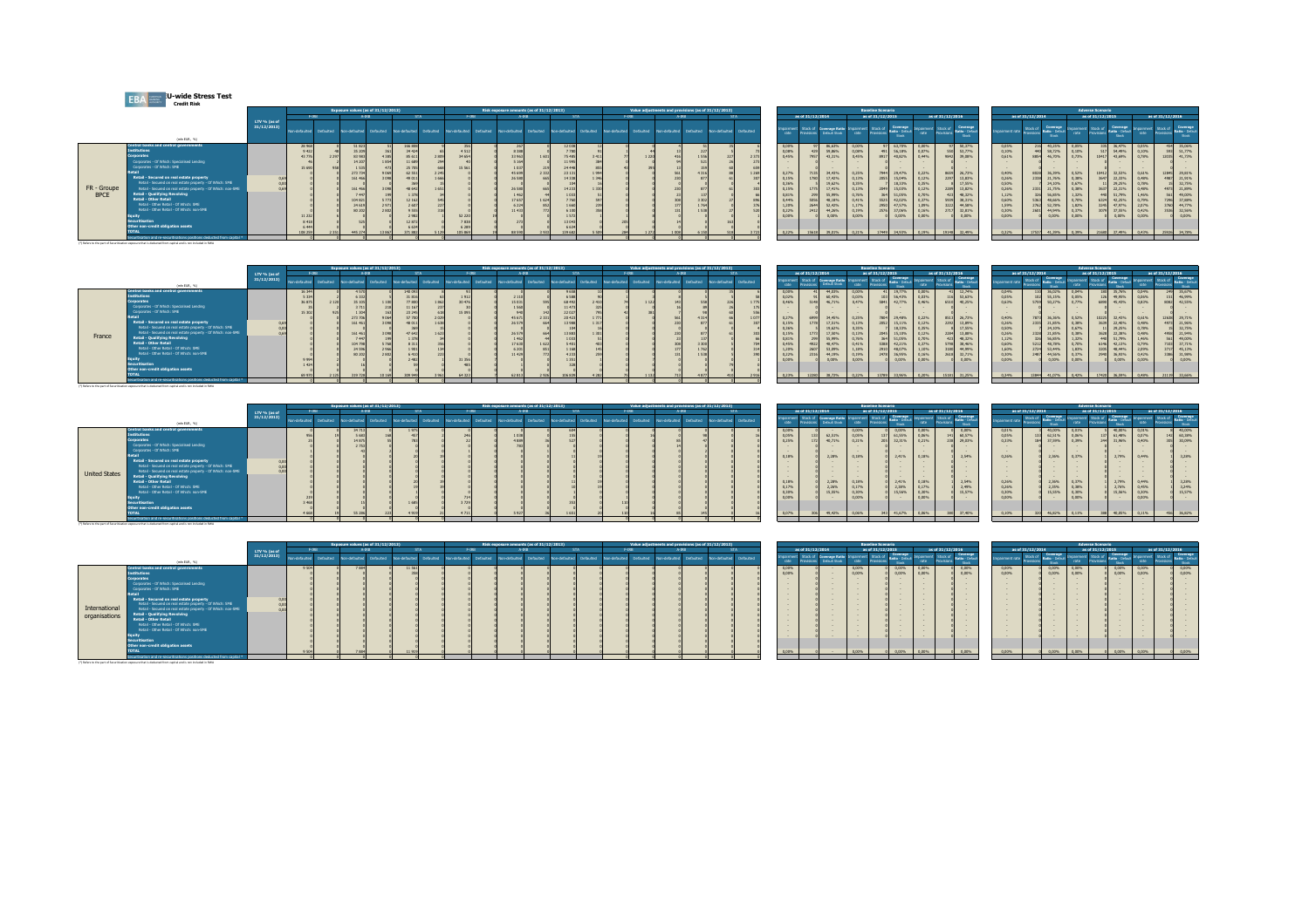# EU-wide Stress Test

## Credit Risk

**FR - Groupe BPCE**

(mln EUR, %)

| | LTV % (as of 31/12/2013) | Exposure values (as of 31/12/2013) F-IRB Non-defaulted | F-IRB Defaulted | A-IRB Non-defaulted | A-IRB Defaulted | STA Non-defaulted | STA Defaulted | Risk exposure amounts (as of 31/12/2013) F-IRB Non-defaulted | F-IRB Defaulted | A-IRB Non-defaulted | A-IRB Defaulted | STA Non-defaulted | STA Defaulted | Value adjustments and provisions (as of 31/12/2013) F-IRB Non-defaulted | F-IRB Defaulted | A-IRB Non-defaulted | A-IRB Defaulted | STA Non-defaulted | STA Defaulted | Baseline as of 31/12/2014 Impairment rate | Stock of Provisions | Coverage Ratio - Default Stock | Baseline as of 31/12/2015 Impairment rate | Stock of Provisions | Coverage Ratio - Default Stock | Baseline as of 31/12/2016 Impairment rate | Stock of Provisions | Coverage Ratio - Default Stock | Adverse as of 31/12/2014 Impairment rate | Stock of Provisions | Coverage Ratio - Default Stock | Adverse as of 31/12/2015 Impairment rate | Stock of Provisions | Coverage Ratio - Default Stock | Adverse as of 31/12/2016 Impairment rate | Stock of Provisions | Coverage Ratio - Default Stock |
|---|---|---|---|---|---|---|---|---|---|---|---|---|---|---|---|---|---|---|---|---|---|---|---|---|---|---|---|---|---|---|---|---|---|---|---|---|---|
| Central banks and central governments | | 26 968 | | 51 823 | | 166 308 | | 356 | | 267 | | 12 038 | 13 | | | 4 | | 33 | 15 | 0,00% | 97 | 86,63% | 0,00% | 97 | 61,73% | 0,00% | 97 | 55,27% | 0,05% | 216 | 40,15% | 0,05% | 335 | 36,47% | 0,05% | 454 | 35,06% |
| Institutions | | 9 422 | 48 | 25 159 | 51 | 34 424 | 65 | 4 512 | | 8 388 | | 7 780 | 91 | | 44 | 13 | | 227 | 73 | 0,08% | 429 | 59,86% | 0,08% | 491 | 56,18% | 0,07% | 550 | 53,77% | 0,33% | 442 | 58,72% | 0,18% | 517 | 54,49% | 0,10% | 593 | 51,77% |
| Corporates | | 43 776 | 2 297 | 53 983 | 4 385 | 80 611 | 2 889 | 34 654 | | 33 963 | 1 601 | 75 485 | 3 411 | 77 | 1 220 | 416 | 1 536 | 227 | 2 373 | 0,45% | 7957 | 43,21% | 0,45% | 8817 | 40,82% | 0,44% | 9642 | 39,08% | 0,61% | 8854 | 46,70% | 0,73% | 10417 | 43,69% | 0,79% | 12035 | 41,70% |
| Corporates - Of Which: Specialised Lending | | 46 | | 14 337 | 1 934 | 11 689 | 294 | 40 | | 5 164 | | 11 598 | 384 | | | 94 | 521 | 26 | 273 | | | | | | | | | | | | | | | | | | |
| Corporates - Of Which: SME | | 15 860 | 958 | 1 535 | 473 | 20 755 | 668 | 15 561 | | 1 037 | 219 | 24 448 | 855 | 43 | 385 | 12 | 159 | 68 | 659 | | | | | | | | | | | | | | | | | | |
| Retail | | | | 273 734 | 9 069 | 62 551 | 2 245 | | | 45 649 | 2 332 | 23 131 | 1 994 | | | 561 | 4 316 | 88 | 1 169 | 0,27% | 7135 | 34,45% | 0,25% | 7944 | 29,47% | 0,22% | 8659 | 26,73% | 0,40% | 8828 | 36,39% | 0,52% | 10412 | 32,51% | 0,61% | 12845 | 29,61% |
| Retail - Secured on real estate property | 0,69 | | | 161 466 | 3 098 | 48 642 | 1 651 | | | 26 538 | 665 | 14 233 | 1 320 | | | 235 | 877 | 61 | 383 | 0,15% | 1775 | 17,40% | 0,13% | 2049 | 15,00% | 0,12% | 2289 | 13,80% | 0,26% | 2351 | 21,75% | 0,38% | 3437 | 22,31% | 0,48% | 4975 | 21,89% |
| Retail - Secured on real estate property - Of Which: SME | 0,00 | | | | | | | | | | | | | | | | | | | | | | | | | | | | | | | | | | | | |
| Retail - Secured on real estate property - Of Which: non-SME | 0,69 | | | 161 466 | 3 098 | 48 642 | 1 651 | | | 26 538 | 665 | 14 233 | 1 320 | | | 235 | 877 | 61 | 383 | | | | | | | | | | | | | | | | | | |
| Retail - Qualifying Revolving | | | | 7 457 | 199 | 1 370 | 34 | | | 1 462 | 44 | 1 033 | 51 | | | 22 | 137 | | 66 | 1,12% | 326 | 56,85% | 1,22% | 364 | 51,02% | | | | 1,12% | 326 | 56,85% | | | | | | |
| Retail - Other Retail | | | | 104 921 | 5 773 | 12 162 | 545 | | | 17 637 | 1 624 | 7 760 | 597 | | | 308 | 3 302 | 27 | 696 | 0,44% | 5056 | 48,18% | 0,41% | 5531 | 42,02% | 0,37% | 5939 | 38,31% | 0,60% | 5363 | 48,66% | 0,70% | 6324 | 42,25% | 0,75% | 7296 | 37,68% |
| Retail - Other Retail - Of Which: SME | | | | 24 619 | 2 971 | 2 687 | 227 | | | 6 220 | 852 | 1 660 | 270 | | | 177 | 1 764 | | 176 | 1,28% | 2644 | 52,40% | | | | | | | | | | | | | | | |
| Retail - Other Retail - Of Which: non-SME | | | | 80 302 | 2 802 | 9 535 | 338 | | | 11 417 | 772 | 6 100 | 308 | | | 131 | 1 538 | 27 | 520 | 0,22% | 2412 | 44,26% | | | | | | | | | | | | | | | |
| Equity | | 11 252 | | | | 2 982 | 1 | 52 233 | 19 | | | 1 573 | 1 | | | | | | | | | | | | | | | | | | | | | | | | |
| Securitisation | | 8 418 | | 525 | | 12 972 | | 7 839 | | 273 | | 13 042 | | 285 | | 14 | | 163 | | | | | | | | | | | | | | | | | | | |
| Other non-credit obligation assets | | 6 444 | | | | 9 634 | | 6 289 | | | | 8 634 | | | | | | | | | | | | | | | | | | | | | | | | | |
| TOTAL | | 108 259 | 2 351 | 445 274 | 13 667 | 371 881 | 5 129 | 105 869 | 19 | 88 598 | 3 933 | 159 683 | 5 389 | 284 | 1 272 | 1 006 | 6 158 | 518 | 3 723 | 0,22% | 15618 | 39,81% | 0,21% | 17449 | 34,93% | 0,19% | 19148 | 32,49% | 0,32% | 17537 | 41,39% | 0,39% | 21680 | 37,49% | 0,43% | 25926 | 34,78% |
| Securitisation and re-securitisations positions deducted from capital * | | | | | | | | | | | | | | | | | | | | | | | | | | | | | | | | | | | | | |

(*) Refers to the part of Securitisation exposure that is deducted from capital and is not included in RWA

**France**

| | LTV % (as of 31/12/2013) | Exposure values F-IRB Non-defaulted | F-IRB Defaulted | A-IRB Non-defaulted | A-IRB Defaulted | STA Non-defaulted | STA Defaulted | Risk exposure amounts F-IRB Non-defaulted | F-IRB Defaulted | A-IRB Non-defaulted | A-IRB Defaulted | STA Non-defaulted | STA Defaulted | Value adjustments F-IRB Non-defaulted | F-IRB Defaulted | A-IRB Non-defaulted | A-IRB Defaulted | STA Non-defaulted | STA Defaulted | Baseline 2014 Impairment rate | Stock of Provisions | Coverage Ratio | Baseline 2015 Impairment rate | Stock of Provisions | Coverage Ratio | Baseline 2016 Impairment rate | Stock of Provisions | Coverage Ratio | Adverse 2014 Impairment rate | Stock of Provisions | Coverage Ratio | Adverse 2015 Impairment rate | Stock of Provisions | Coverage Ratio | Adverse 2016 Impairment rate | Stock of Provisions | Coverage Ratio |
|---|---|---|---|---|---|---|---|---|---|---|---|---|---|---|---|---|---|---|---|---|---|---|---|---|---|---|---|---|---|---|---|---|---|---|---|---|---|
| Central banks and central governments | | 16 344 | | 4 575 | | 142 083 | | 63 | | | | 9 658 | | | | | | 15 | | 0,00% | 41 | 44,83% | 0,00% | 41 | 19,77% | 0,00% | 41 | 12,74% | 0,04% | 138 | 36,02% | 0,04% | 188 | 35,28% | 0,04% | 249 | 35,06% |
| Institutions | | 5 334 | | 5 332 | | 25 856 | 65 | 1 912 | | 2 110 | | 8 588 | 80 | | | | | | 58 | 0,02% | 91 | 60,45% | 0,03% | 103 | 56,43% | 0,03% | 116 | 53,63% | 0,05% | 102 | 55,15% | 0,05% | 126 | 49,95% | 0,06% | 151 | 46,99% |
| Corporates | | 36 875 | 2 120 | 35 101 | 1 180 | 77 880 | 1 882 | 30 476 | | 15 031 | 595 | 68 496 | 2 403 | 74 | 1 132 | 345 | 558 | 226 | 1 775 | 0,44% | 5048 | 46,71% | 0,47% | 5841 | 42,77% | 0,46% | 6513 | 40,25% | 0,63% | 5759 | 50,27% | 0,77% | 6858 | 45,43% | 0,83% | 8083 | 42,55% |
| Corporates - Of Which: Specialised Lending | | 35 | | 2 711 | 218 | 11 167 | 237 | 30 | | 1 568 | | 11 473 | 325 | | | 15 | 88 | 26 | 175 | | | | | | | | | | | | | | | | | | |
| Corporates - Of Which: SME | | 15 302 | 925 | 1 324 | 163 | 23 249 | 638 | 15 385 | | 949 | 142 | 22 027 | 790 | 42 | 383 | 7 | 98 | 68 | 556 | | | | | | | | | | | | | | | | | | |
| Retail | | | | 272 736 | 9 064 | 57 760 | 2 029 | | | 45 671 | 2 311 | 20 423 | 1 771 | | | 561 | 4 314 | 66 | 1 077 | 0,27% | 6999 | 34,45% | 0,25% | 7804 | 29,48% | 0,22% | 8513 | 26,73% | 0,40% | 7873 | 36,36% | 0,52% | 10153 | 32,45% | 0,61% | 11686 | 29,71% |
| Retail - Secured on real estate property | 0,69 | | | 161 466 | 3 098 | 47 642 | 1 623 | | | 26 578 | 664 | 13 988 | 1 303 | | | 235 | 877 | 61 | 383 | 0,15% | 1778 | 17,51% | 0,13% | 2052 | 15,11% | 0,12% | 2292 | 13,89% | 0,26% | 2333 | 21,85% | 0,38% | 3439 | 22,40% | 0,48% | 4973 | 21,96% |
| Retail - Secured on real estate property - Of Which: SME | 0,00 | | | | | 260 | | | | | | 104 | | | | | | | | | | | | | | | | | | | | | | | | | |
| Retail - Secured on real estate property - Of Which: non-SME | 0,69 | | | 161 466 | 3 098 | 47 642 | 1 623 | | | 26 578 | 664 | 13 988 | 1 303 | | | 235 | 877 | 61 | 383 | | | | | | | | | | | | | | | | | | |
| Retail - Qualifying Revolving | | | | 7 457 | 199 | 1 370 | 34 | | | 1 462 | 44 | 1 033 | 51 | | | 22 | 137 | | 66 | 1,12% | 326 | 56,85% | | | | | | | 1,12% | 326 | 56,85% | | | | | | |
| Retail - Other Retail | | | | 104 798 | 5 768 | 8 313 | 356 | | | 17 630 | 1 622 | 5 401 | 483 | | | 308 | 3 300 | | 734 | 0,45% | 4922 | 48,47% | 0,41% | 5388 | 42,21% | 0,37% | 5798 | 38,46% | 0,60% | 5213 | 48,78% | 0,70% | 6146 | 42,13% | 0,75% | 7333 | 37,71% |
| Retail - Other Retail - Of Which: SME | | | | 24 596 | 2 966 | 1 903 | 134 | | | 6 203 | 851 | 1 168 | 145 | | | 177 | 1 762 | | 319 | 1,28% | 2607 | 52,89% | 1,18% | 2913 | 48,07% | 1,10% | 3180 | 44,99% | 1,60% | 2724 | 53,44% | 1,82% | 3225 | 48,44% | 2,03% | 3717 | 45,13% |
| Retail - Other Retail - Of Which: non-SME | | | | 80 202 | 2 802 | 6 410 | 223 | | | 11 429 | 772 | 4 233 | 259 | | | 131 | 1 538 | | 390 | 0,22% | 2316 | 44,19% | 0,20% | 2475 | 36,96% | 0,16% | 2618 | 32,73% | 0,30% | 2487 | 44,56% | 0,37% | 2942 | 36,93% | 0,42% | 3386 | 31,98% |
| Equity | | 9 994 | | | | 2 461 | 1 | 31 286 | | | | 1 551 | | | | | | | | | | | | | | | | | | | | | | | | | |
| Securitisation | | 1 424 | | 16 | | 59 | | 481 | | | | 128 | | | | | | 79 | | | | | | | | | | | | | | | | | | | |
| Other non-credit obligation assets | | | | | | | | | | | | | | | | | | | | | | | | | | | | | | | | | | | | | |
| TOTAL | | 69 952 | 2 125 | 339 735 | 13 169 | 309 949 | 3 961 | 64 321 | | 62 813 | 2 926 | 106 659 | 4 282 | 70 | 1 132 | 712 | 4 877 | 410 | 2 916 | 0,23% | 12280 | 38,72% | 0,22% | 13789 | 33,96% | 0,20% | 15181 | 31,25% | 0,34% | 13944 | 41,07% | 0,42% | 17428 | 36,38% | 0,49% | 21139 | 33,66% |
| Securitisation and re-securitisations positions deducted from capital * | | | | | | | | | | | | | | | | | | | | | | | | | | | | | | | | | | | | | |

(*) Refers to the part of Securitisation exposure that is deducted from capital and is not included in RWA

**United States**

| | LTV % (as of 31/12/2013) | Exposure values F-IRB Non-defaulted | F-IRB Defaulted | A-IRB Non-defaulted | A-IRB Defaulted | STA Non-defaulted | STA Defaulted | Risk exposure amounts F-IRB Non-defaulted | F-IRB Defaulted | A-IRB Non-defaulted | A-IRB Defaulted | STA Non-defaulted | STA Defaulted | Value adjustments F-IRB Non-defaulted | F-IRB Defaulted | A-IRB Non-defaulted | A-IRB Defaulted | STA Non-defaulted | STA Defaulted | Baseline 2014 Impairment rate | Stock of Provisions | Coverage Ratio | Baseline 2015 Impairment rate | Stock of Provisions | Coverage Ratio | Baseline 2016 Impairment rate | Stock of Provisions | Coverage Ratio | Adverse 2014 Impairment rate | Stock of Provisions | Coverage Ratio | Adverse 2015 Impairment rate | Stock of Provisions | Coverage Ratio | Adverse 2016 Impairment rate | Stock of Provisions | Coverage Ratio |
|---|---|---|---|---|---|---|---|---|---|---|---|---|---|---|---|---|---|---|---|---|---|---|---|---|---|---|---|---|---|---|---|---|---|---|---|---|---|
| Central banks and central governments | | | | 34 712 | | 1 979 | | | | | | 684 | | | | | | | | 0,00% | | - | 0,00% | | 0,00% | 0,00% | | 0,00% | 0,01% | | 40,00% | 0,03% | | 40,00% | 0,01% | | 40,00% |
| Institutions | | 906 | 19 | 5 680 | 168 | 457 | | 246 | | 1 038 | | 135 | | | 16 | | 98 | | 16 | 0,05% | 133 | 62,53% | 0,05% | 137 | 61,55% | 0,06% | 141 | 60,57% | 0,05% | 133 | 62,53% | 0,06% | 137 | 61,48% | 0,07% | 141 | 60,39% |
| Corporates | | 25 | | 14 875 | 55 | 783 | | 12 | | 4 888 | 36 | 527 | | | | 85 | | 47 | | 0,15% | 172 | 40,71% | 0,15% | 205 | 32,31% | 0,21% | 238 | 29,03% | 0,53% | 184 | 37,59% | 0,39% | 244 | 31,96% | 0,43% | 305 | 30,09% |
| Corporates - Of Which: Specialised Lending | | | | 2 753 | | | | | | 703 | | | | | | 14 | | | | | | | | | | | | | | | | | | | | | |
| Corporates - Of Which: SME | | 1 | | 40 | | | | | | | | | | | | | | | | | | | | | | | | | | | | | | | | | |
| Retail | | | | | | 20 | | | | | | 11 | | | | | | | | 0,18% | | 2,28% | 0,18% | | 2,41% | 0,18% | | 2,54% | 0,26% | | 2,36% | 0,37% | | 2,79% | 0,44% | | 3,28% |
| Retail - Secured on real estate property | 0,00 | | | | | | | | | | | | | | | | | | | | | | | | | | | | | | | | | | | | |
| Retail - Secured on real estate property - Of Which: SME | 0,00 | | | | | | | | | | | | | | | | | | | | | | | | | | | | | | | | | | | | |
| Retail - Secured on real estate property - Of Which: non-SME | 0,00 | | | | | | | | | | | | | | | | | | | | | | | | | | | | | | | | | | | | |
| Retail - Qualifying Revolving | | | | | | | | | | | | | | | | | | | | | | | | | | | | | | | | | | | | | |
| Retail - Other Retail | | | | | | 20 | | | | | | 11 | | | | | | | | 0,18% | | 2,28% | 0,18% | | 2,41% | 0,18% | | 2,54% | 0,26% | | 2,36% | 0,37% | | 2,79% | 0,44% | | 3,28% |
| Retail - Other Retail - Of Which: SME | | | | | | 19 | | | | | | 10 | | | | | | | | 0,17% | | 2,28% | 0,17% | | 2,38% | 0,17% | | 2,49% | 0,26% | | 2,35% | 0,38% | | 2,76% | 0,45% | | 3,24% |
| Retail - Other Retail - Of Which: non-SME | | | | | | 1 | | | | | | | | | | | | | | 0,30% | | 15,55% | 0,30% | | 15,56% | 0,30% | | 15,57% | 0,30% | | 15,55% | 0,30% | | 15,56% | 0,30% | | 15,57% |
| Equity | | 219 | | | | | | 734 | | | | | | | | | | | | | | | | | | | | | | | | | | | | | |
| Securitisation | | 3 468 | | 15 | | 1 680 | | 3 720 | | | | 353 | | 135 | | | | | | | | | | | | | | | | | | | | | | | |
| Other non-credit obligation assets | | | | | | | | | | | | | | | | | | | | | | | | | | | | | | | | | | | | | |
| TOTAL | | 4 660 | 19 | 55 286 | 223 | 4 939 | 21 | 4 751 | | 5 927 | 36 | 1 653 | 24 | 135 | 16 | | 98 | 249 | 16 | 0,07% | 306 | 49,42% | 0,06% | 343 | 41,67% | 0,06% | 380 | 37,48% | 0,10% | 321 | 46,82% | 0,11% | 398 | 40,05% | 0,11% | 466 | 36,82% |
| Securitisation and re-securitisations positions deducted from capital * | | | | | | | | | | | | | | | | | | | | | | | | | | | | | | | | | | | | | |

(*) Refers to the part of Securitisation exposure that is deducted from capital and is not included in RWA

**International organisations**

| | LTV % (as of 31/12/2013) | Exposure values F-IRB Non-defaulted | F-IRB Defaulted | A-IRB Non-defaulted | A-IRB Defaulted | STA Non-defaulted | STA Defaulted | Risk exposure amounts F-IRB Non-defaulted | F-IRB Defaulted | A-IRB Non-defaulted | A-IRB Defaulted | STA Non-defaulted | STA Defaulted | Value adjustments F-IRB Non-defaulted | F-IRB Defaulted | A-IRB Non-defaulted | A-IRB Defaulted | STA Non-defaulted | STA Defaulted | Baseline 2014 Impairment rate | Stock of Provisions | Coverage Ratio | Baseline 2015 Impairment rate | Stock of Provisions | Coverage Ratio | Baseline 2016 Impairment rate | Stock of Provisions | Coverage Ratio | Adverse 2014 Impairment rate | Stock of Provisions | Coverage Ratio | Adverse 2015 Impairment rate | Stock of Provisions | Coverage Ratio | Adverse 2016 Impairment rate | Stock of Provisions | Coverage Ratio |
|---|---|---|---|---|---|---|---|---|---|---|---|---|---|---|---|---|---|---|---|---|---|---|---|---|---|---|---|---|---|---|---|---|---|---|---|---|---|
| Central banks and central governments | | 9 504 | | 7 884 | | 11 563 | | | | | | | | | | | | | | 0,00% | | - | 0,00% | | 0,00% | 0,00% | | 0,00% | 0,00% | | 0,00% | 0,00% | | 0,00% | 0,00% | | 0,00% |
| Institutions | | | | | | 350 | | | | | | | | | | | | | | 0,00% | | - | 0,00% | | 0,00% | 0,00% | | 0,00% | 0,00% | | 0,00% | 0,00% | | 0,00% | 0,00% | | 0,00% |
| Corporates | | | | | | | | | | | | | | | | | | | | | | | | | | | | | | | | | | | | | |
| Corporates - Of Which: Specialised Lending | | | | | | | | | | | | | | | | | | | | | | | | | | | | | | | | | | | | | |
| Corporates - Of Which: SME | | | | | | | | | | | | | | | | | | | | | | | | | | | | | | | | | | | | | |
| Retail | | | | | | | | | | | | | | | | | | | | | | | | | | | | | | | | | | | | | |
| Retail - Secured on real estate property | 0,00 | | | | | | | | | | | | | | | | | | | | | | | | | | | | | | | | | | | | |
| Retail - Secured on real estate property - Of Which: SME | 0,00 | | | | | | | | | | | | | | | | | | | | | | | | | | | | | | | | | | | | |
| Retail - Secured on real estate property - Of Which: non-SME | 0,00 | | | | | | | | | | | | | | | | | | | | | | | | | | | | | | | | | | | | |
| Retail - Qualifying Revolving | | | | | | | | | | | | | | | | | | | | | | | | | | | | | | | | | | | | | |
| Retail - Other Retail | | | | | | | | | | | | | | | | | | | | | | | | | | | | | | | | | | | | | |
| Retail - Other Retail - Of Which: SME | | | | | | | | | | | | | | | | | | | | | | | | | | | | | | | | | | | | | |
| Retail - Other Retail - Of Which: non-SME | | | | | | | | | | | | | | | | | | | | | | | | | | | | | | | | | | | | | |
| Equity | | | | | | | | | | | | | | | | | | | | | | | | | | | | | | | | | | | | | |
| Securitisation | | | | | | | | | | | | | | | | | | | | | | | | | | | | | | | | | | | | | |
| Other non-credit obligation assets | | | | | | | | | | | | | | | | | | | | | | | | | | | | | | | | | | | | | |
| TOTAL | | 9 504 | | 7 884 | | 11 913 | | | | | | | | | | | | | | 0,00% | | - | 0,00% | | 0,00% | 0,00% | | 0,00% | 0,00% | | 0,00% | 0,00% | | 0,00% | 0,00% | | 0,00% |
| Securitisation and re-securitisations positions deducted from capital * | | | | | | | | | | | | | | | | | | | | | | | | | | | | | | | | | | | | | |

(*) Refers to the part of Securitisation exposure that is deducted from capital and is not included in RWA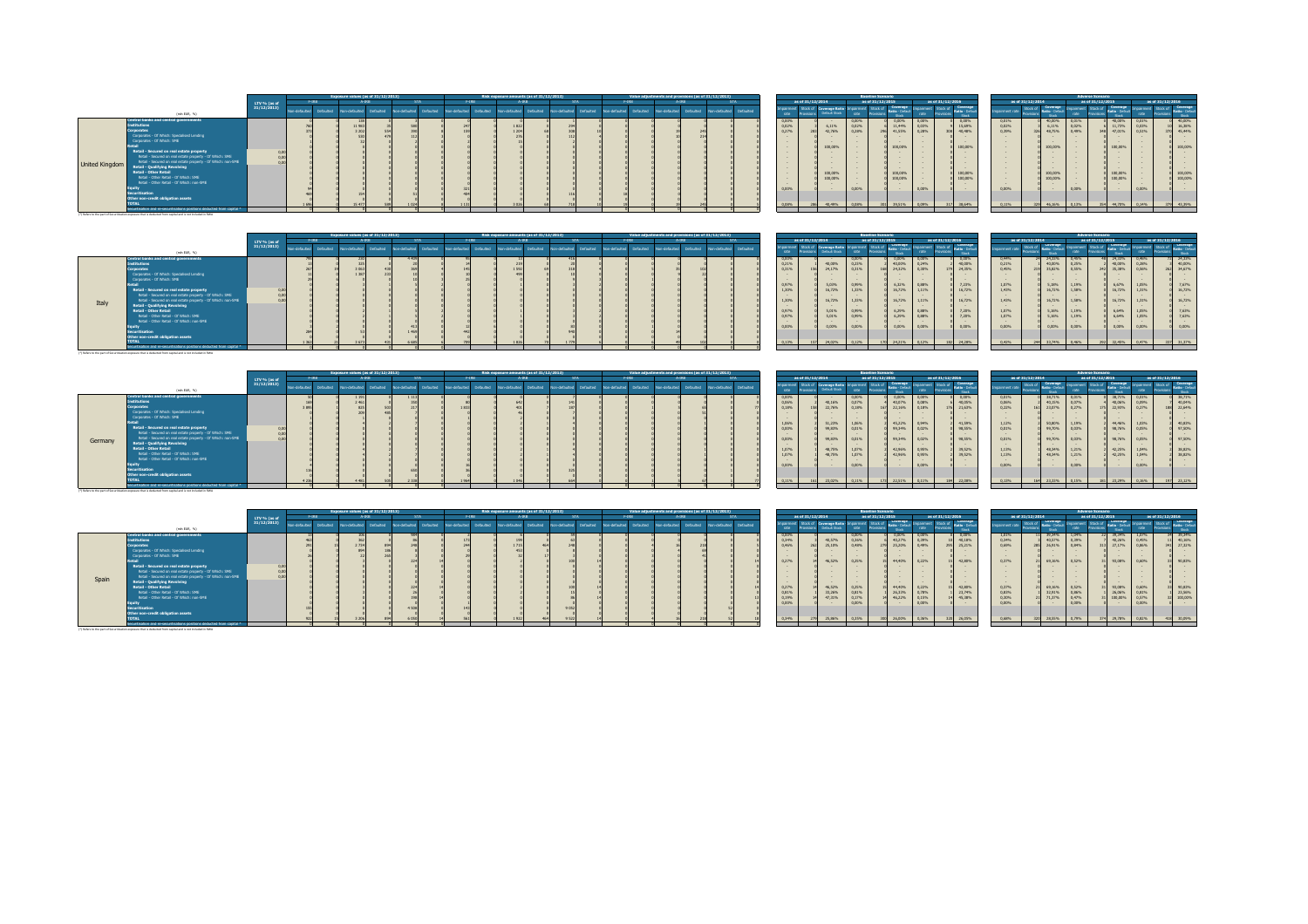## United Kingdom

| (mln EUR, %) | LTV % (as of 31/12/2013) | Exposure values (as of 31/12/2013) | | | | | | Risk exposure amounts (as of 31/12/2013) | | | | | | Value adjustments and provisions (as of 31/12/2013) | | | | | |
|---|---|---|---|---|---|---|---|---|---|---|---|---|---|---|---|---|---|---|---|
| | | F-IRB | | A-IRB | | STA | | F-IRB | | A-IRB | | STA | | F-IRB | | A-IRB | | STA | |
| | | Non-defaulted | Defaulted | Non-defaulted | Defaulted | Non-defaulted | Defaulted | Non-defaulted | Defaulted | Non-defaulted | Defaulted | Non-defaulted | Defaulted | Non-defaulted | Defaulted | Non-defaulted | Defaulted | Non-defaulted | Defaulted |
| Central banks and central governments | | | | | | | | | | | | | | | | | | | |
| Institutions | | | | | | | | | | | | | | | | | | | |
| Corporates | | | | | | | | | | | | | | | | | | | |
| Corporates - Of Which: Specialised Lending | | | | | | | | | | | | | | | | | | | |
| Corporates - Of Which: SME | | | | | | | | | | | | | | | | | | | |
| Retail | | | | | | | | | | | | | | | | | | | |
| Retail - Secured on real estate property | 0,00 | | | | | | | | | | | | | | | | | | |
| Retail - Secured on real estate property - Of Which: SME | 0,00 | | | | | | | | | | | | | | | | | | |
| Retail - Secured on real estate property - Of Which: non-SME | 0,00 | | | | | | | | | | | | | | | | | | |
| Retail - Qualifying Revolving | | | | | | | | | | | | | | | | | | | |
| Retail - Other Retail | | | | | | | | | | | | | | | | | | | |
| Retail - Other Retail - Of Which: SME | | | | | | | | | | | | | | | | | | | |
| Retail - Other Retail - Of Which: non-SME | | | | | | | | | | | | | | | | | | | |
| Equity | | | | | | | | | | | | | | | | | | | |
| Securitisation | | | | | | | | | | | | | | | | | | | |
| Other non-credit obligation assets | | | | | | | | | | | | | | | | | | | |
| TOTAL | | | | | | | | | | | | | | | | | | | |
| Securitisation and re-securitisations positions deducted from capital * | | | | | | | | | | | | | | | | | | | |

(*) Refers to the part of Securitisation exposure that is deducted from capital and is not included in RWA

| | Baseline Scenario | | | | | | | | | Adverse Scenario | | | | | | | | |
|---|---|---|---|---|---|---|---|---|---|---|---|---|---|---|---|---|---|---|
| | as of 31/12/2014 | | | as of 31/12/2015 | | | as of 31/12/2016 | | | as of 31/12/2014 | | | as of 31/12/2015 | | | as of 31/12/2016 | | |
| | Impairment rate | Stock of Provisions | Coverage Ratio - Default Stock | Impairment rate | Stock of Provisions | Coverage Ratio - Default Stock | Impairment rate | Stock of Provisions | Coverage Ratio - Default Stock | Impairment rate | Stock of Provisions | Coverage Ratio - Default Stock | Impairment rate | Stock of Provisions | Coverage Ratio - Default Stock | Impairment rate | Stock of Provisions | Coverage Ratio - Default Stock |

## Italy

(Same table layout as above: exposure values, risk exposure amounts, and value adjustments and provisions as of 31/12/2013 by F-IRB, A-IRB and STA; Baseline and Adverse Scenario impairment rates, stock of provisions and coverage ratios as of 31/12/2014, 31/12/2015 and 31/12/2016.)

(*) Refers to the part of Securitisation exposure that is deducted from capital and is not included in RWA

## Germany

(Same table layout as above.)

(*) Refers to the part of Securitisation exposure that is deducted from capital and is not included in RWA

## Spain

(Same table layout as above.)

(*) Refers to the part of Securitisation exposure that is deducted from capital and is not included in RWA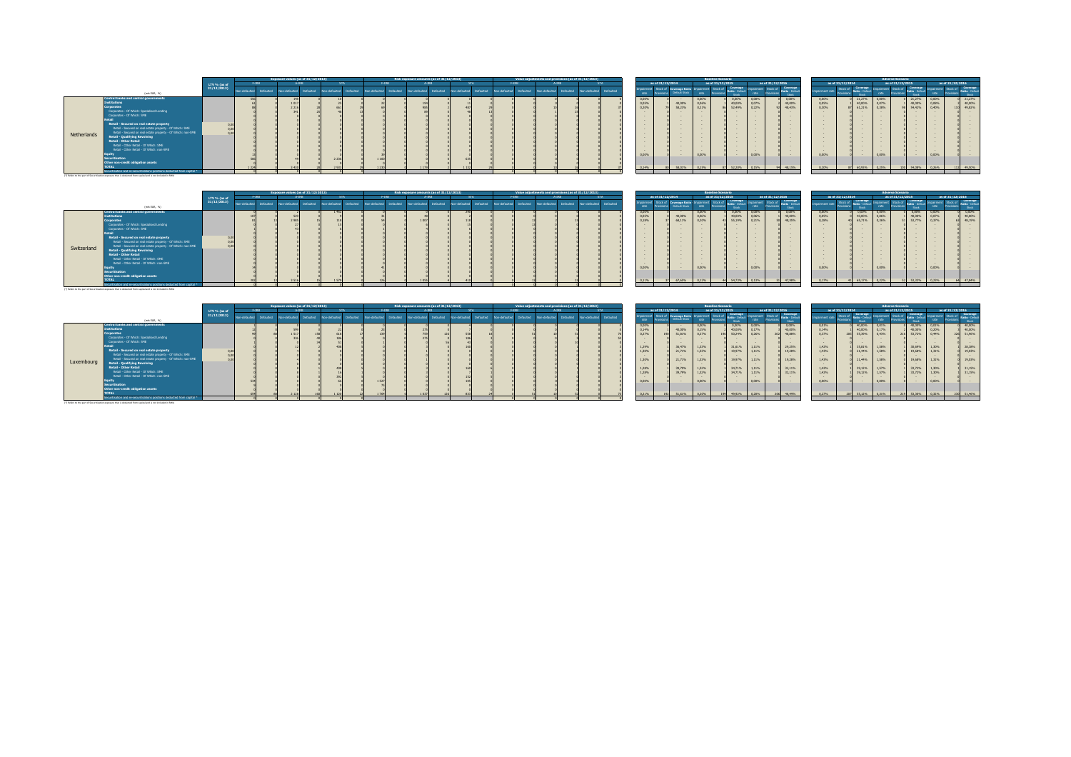## Netherlands

(mln EUR, %)

| | LTV % (as of 31/12/2013) | Exposure values (as of 31/12/2013) | | | | | | Risk exposure amounts (as of 31/12/2013) | | | | | | Value adjustments and provisions (as of 31/12/2013) | | | | | |
|---|---|---|---|---|---|---|---|---|---|---|---|---|---|---|---|---|---|---|---|
| | | F-IRB | | A-IRB | | STA | | F-IRB | | A-IRB | | STA | | F-IRB | | A-IRB | | STA | |
| | | Non-defaulted | Defaulted | Non-defaulted | Defaulted | Non-defaulted | Defaulted | Non-defaulted | Defaulted | Non-defaulted | Defaulted | Non-defaulted | Defaulted | Non-defaulted | Defaulted | Non-defaulted | Defaulted | Non-defaulted | Defaulted |
| Central banks and central governments | | 466 | 0 | 148 | 0 | 10 | 0 | 0 | 0 | 0 | 0 | 3 | 0 | 0 | 0 | 0 | 0 | 0 | 0 |
| Institutions | | 61 | 0 | 1 017 | 0 | 25 | 0 | 22 | 0 | 194 | 0 | 11 | 0 | 0 | 0 | 0 | 0 | 0 | 0 |
| Corporates | | 88 | 0 | 2 216 | 28 | 661 | 29 | 69 | 0 | 985 | 2 | 487 | 29 | 0 | 0 | 22 | 26 | 0 | 37 |
| Corporates - Of Which: Specialised Lending | | 0 | 0 | 341 | 25 | 48 | 13 | 0 | 0 | 89 | 0 | 46 | 13 | 0 | 0 | 1 | 23 | 0 | 0 |
| Corporates - Of Which: SME | | 0 | 0 | 0 | 0 | 0 | 0 | 0 | 0 | 0 | 0 | 0 | 0 | 0 | 0 | 0 | 0 | 0 | 0 |
| Retail | | 0 | 0 | 0 | 0 | 0 | 0 | 0 | 0 | 0 | 0 | 0 | 0 | 0 | 0 | 0 | 0 | 0 | 0 |
| Retail - Secured on real estate property | 0,00 | 0 | 0 | 0 | 0 | 0 | 0 | 0 | 0 | 0 | 0 | 0 | 0 | 0 | 0 | 0 | 0 | 0 | 0 |
| Retail - Secured on real estate property - Of Which: SME | 0,00 | 0 | 0 | 0 | 0 | 0 | 0 | 0 | 0 | 0 | 0 | 0 | 0 | 0 | 0 | 0 | 0 | 0 | 0 |
| Retail - Secured on real estate property - Of Which: non-SME | 0,00 | 0 | 0 | 0 | 0 | 0 | 0 | 0 | 0 | 0 | 0 | 0 | 0 | 0 | 0 | 0 | 0 | 0 | 0 |
| Retail - Qualifying Revolving | | 0 | 0 | 0 | 0 | 0 | 0 | 0 | 0 | 0 | 0 | 0 | 0 | 0 | 0 | 0 | 0 | 0 | 0 |
| Retail - Other Retail | | 0 | 0 | 0 | 0 | 0 | 0 | 0 | 0 | 0 | 0 | 0 | 0 | 0 | 0 | 0 | 0 | 0 | 0 |
| Retail - Other Retail - Of Which: SME | | 0 | 0 | 0 | 0 | 0 | 0 | 0 | 0 | 0 | 0 | 0 | 0 | 0 | 0 | 0 | 0 | 0 | 0 |
| Retail - Other Retail - Of Which: non-SME | | 0 | 0 | 0 | 0 | 0 | 0 | 0 | 0 | 0 | 0 | 0 | 0 | 0 | 0 | 0 | 0 | 0 | 0 |
| Equity | | 13 | 0 | 0 | 0 | 0 | 0 | 39 | 0 | 0 | 0 | 0 | 0 | 0 | 0 | 0 | 0 | 0 | 0 |
| Securitisation | | 986 | 0 | 49 | 0 | 2 226 | 0 | 1 110 | 0 | 0 | 0 | 635 | 0 | 0 | 0 | 0 | 0 | 0 | 0 |
| Other non-credit obligation assets | | 0 | | | | | | 0 | | | | | | | | | | | |
| TOTAL | | 1 264 | 0 | 3 438 | 28 | 2 905 | 29 | 1 193 | 0 | 1 179 | 2 | 1 132 | 29 | 0 | 0 | 22 | 26 | 0 | 37 |
| Securitisation and re-securitisations positions deducted from capital * | | 0 | | | | | | | | | | | | | | | | | |

(*) Refers to the part of Securitisation exposure that is deducted from capital and is not included in RWA

| | Baseline Scenario | | | | | | | | | Adverse Scenario | | | | | | | | |
|---|---|---|---|---|---|---|---|---|---|---|---|---|---|---|---|---|---|---|
| | as of 31/12/2014 | | | as of 31/12/2015 | | | as of 31/12/2016 | | | as of 31/12/2014 | | | as of 31/12/2015 | | | as of 31/12/2016 | | |
| | Impairment rate | Stock of Provisions | Coverage Ratio - Default Stock | Impairment rate | Stock of Provisions | Coverage Ratio - Default Stock | Impairment rate | Stock of Provisions | Coverage Ratio - Default Stock | Impairment rate | Stock of Provisions | Coverage Ratio - Default Stock | Impairment rate | Stock of Provisions | Coverage Ratio - Default Stock | Impairment rate | Stock of Provisions | Coverage Ratio - Default Stock |
| Central banks and central governments | 0,00% | 0 | - | 0,00% | 0 | 0,00% | 0,00% | 0 | 0,00% | 0,00% | 0 | 21,27% | 0,00% | 0 | 21,27% | 0,00% | 0 | 21,27% |
| Institutions | 0,05% | 1 | 40,00% | 0,06% | 1 | 40,00% | 0,07% | 2 | 40,00% | 0,05% | 1 | 40,00% | 0,07% | 1 | 40,00% | 0,08% | 2 | 40,00% |
| Corporates | 0,20% | 79 | 58,23% | 0,21% | 86 | 52,49% | 0,22% | 92 | 48,45% | 0,30% | 87 | 61,21% | 0,38% | 98 | 54,42% | 0,45% | 110 | 49,82% |
| Equity | 0,00% | 0 | - | 0,00% | 0 | - | 0,00% | 0 | - | 0,00% | 0 | - | 0,00% | 0 | - | 0,00% | 0 | - |
| TOTAL | 0,14% | 80 | 58,01% | 0,15% | 87 | 52,20% | 0,15% | 94 | 48,15% | 0,20% | 87 | 60,93% | 0,25% | 100 | 54,08% | 0,26% | 112 | 49,50% |

## Switzerland

(mln EUR, %)

| | LTV % (as of 31/12/2013) | Exposure values (as of 31/12/2013) | | | | | | Risk exposure amounts (as of 31/12/2013) | | | | | | Value adjustments and provisions (as of 31/12/2013) | | | | | |
|---|---|---|---|---|---|---|---|---|---|---|---|---|---|---|---|---|---|---|---|
| | | F-IRB | | A-IRB | | STA | | F-IRB | | A-IRB | | STA | | F-IRB | | A-IRB | | STA | |
| | | Non-defaulted | Defaulted | Non-defaulted | Defaulted | Non-defaulted | Defaulted | Non-defaulted | Defaulted | Non-defaulted | Defaulted | Non-defaulted | Defaulted | Non-defaulted | Defaulted | Non-defaulted | Defaulted | Non-defaulted | Defaulted |
| Central banks and central governments | | 0 | 0 | 0 | 0 | 1 452 | 0 | 0 | 0 | 0 | 0 | 290 | 0 | 0 | 0 | 0 | 0 | 0 | 0 |
| Institutions | | 187 | 0 | 529 | 0 | 0 | 0 | 31 | 0 | 49 | 0 | 2 | 0 | 0 | 0 | 0 | 0 | 0 | 0 |
| Corporates | | 81 | 13 | 2 988 | 15 | 118 | 0 | 94 | 0 | 1 507 | 0 | 118 | 0 | 0 | 13 | 0 | 15 | 0 | 0 |
| TOTAL | | 282 | 13 | 3 516 | 15 | 1 570 | 0 | 126 | 0 | 1 555 | 0 | 410 | 0 | 0 | 13 | 0 | 15 | 0 | 0 |

(*) Refers to the part of Securitisation exposure that is deducted from capital and is not included in RWA

| | Baseline 2014 IR | Prov. | Cov. | 2015 IR | Prov. | Cov. | 2016 IR | Prov. | Cov. | Adverse 2014 IR | Prov. | Cov. | 2015 IR | Prov. | Cov. | 2016 IR | Prov. | Cov. |
|---|---|---|---|---|---|---|---|---|---|---|---|---|---|---|---|---|---|---|
| Central banks and central governments | 0,00% | 0 | - | 0,00% | 0 | 0,00% | 0,00% | 0 | 0,00% | 0,00% | 0 | 0,00% | 0,00% | 0 | 0,00% | 0,00% | 0 | 0,00% |
| Institutions | 0,05% | 1 | 40,00% | 0,06% | 1 | 40,00% | 0,06% | 1 | 40,00% | 0,05% | 0 | 40,00% | 0,06% | 1 | 40,00% | 0,07% | 1 | 40,00% |
| Corporates | 0,19% | 37 | 68,11% | 0,20% | 43 | 55,29% | 0,21% | 50 | 48,05% | 0,28% | 40 | 65,71% | 0,36% | 51 | 53,77% | 0,37% | 63 | 46,39% |
| Equity | 0,00% | 0 | - | 0,00% | 0 | - | 0,00% | 0 | - | 0,00% | 0 | - | 0,00% | 0 | - | 0,00% | 0 | - |
| TOTAL | 0,11% | 37 | 67,69% | 0,12% | 44 | 54,73% | 0,13% | 51 | 47,88% | 0,17% | 41 | 65,37% | 0,22% | 52 | 53,35% | 0,23% | 64 | 47,84% |

## Luxembourg

(mln EUR, %)

| | Exposure F-IRB ND | D | A-IRB ND | D | STA ND | D | REA F-IRB ND | D | A-IRB ND | D | STA ND | D | Prov. F-IRB ND | D | A-IRB ND | D | STA ND | D |
|---|---|---|---|---|---|---|---|---|---|---|---|---|---|---|---|---|---|---|
| Institutions | 12 | 0 | 899 | 0 | 22 | 0 | 23 | 0 | 275 | 0 | 0 | 0 | 0 | 0 | 0 | 0 | 0 | 0 |
| Corporates | 99 | 88 | 1 517 | 158 | 618 | 17 | 129 | 0 | 759 | 126 | 538 | 18 | 0 | 51 | 10 | 51 | 0 | 79 |
| Corporates - Of Which: Specialised Lending | 0 | 0 | 336 | 40 | 186 | 3 | 0 | 0 | 275 | 0 | 186 | 3 | 0 | 0 | 0 | 0 | 0 | 0 |
| TOTAL | 604 | 88 | 2 128 | 160 | 1 125 | 23 | 1 784 | 0 | 1 837 | 126 | 837 | 24 | 0 | 51 | 10 | 52 | 0 | 72 |

(*) Refers to the part of Securitisation exposure that is deducted from capital and is not included in RWA

| | Baseline 2014 IR | Prov. | Cov. | 2015 IR | Prov. | Cov. | 2016 IR | Prov. | Cov. | Adverse 2014 IR | Prov. | Cov. | 2015 IR | Prov. | Cov. | 2016 IR | Prov. | Cov. |
|---|---|---|---|---|---|---|---|---|---|---|---|---|---|---|---|---|---|---|
| Central banks and central governments | 0,00% | 0 | - | 0,00% | 0 | 0,00% | 0,00% | 0 | 0,00% | 0,01% | 0 | 40,00% | 0,01% | 0 | 40,00% | 0,01% | 0 | 40,00% |
| Institutions | 0,14% | 0 | 40,00% | 0,15% | 0 | 40,00% | 0,17% | 0 | 40,00% | 0,14% | 0 | 40,00% | 0,17% | 0 | 40,00% | 0,20% | 0 | 40,00% |
| Corporates | 0,27% | 192 | 51,81% | 0,27% | 196 | 50,34% | 0,28% | 202 | 48,88% | 0,37% | 205 | 55,35% | 0,43% | 216 | 53,72% | 0,44% | 226 | 51,96% |
| Retail | 1,29% | 1 | 36,47% | 1,25% | 1 | 31,61% | 1,11% | 1 | 29,25% | 1,43% | 1 | 35,81% | 1,58% | 1 | 30,69% | 1,30% | 1 | 26,38% |
| Retail - Secured on real estate property | 1,30% | 0 | 21,75% | 1,25% | 0 | 19,97% | 1,11% | 0 | 19,28% | 1,43% | 0 | 21,44% | 1,58% | 0 | 19,68% | 1,31% | 0 | 19,03% |
| Retail - Secured on real estate property - Of Which: non-SME | 1,30% | 0 | 21,75% | 1,25% | 0 | 19,97% | 1,11% | 0 | 19,28% | 1,43% | 0 | 21,44% | 1,58% | 0 | 19,68% | 1,31% | 0 | 19,03% |
| Retail - Other Retail | 1,28% | 1 | 39,79% | 1,32% | 1 | 34,71% | 1,11% | 1 | 32,11% | 1,42% | 1 | 39,32% | 1,57% | 1 | 33,72% | 1,30% | 1 | 31,35% |
| Retail - Other Retail - Of Which: non-SME | 1,28% | 1 | 39,79% | 1,32% | 1 | 34,71% | 1,11% | 1 | 32,11% | 1,42% | 1 | 39,32% | 1,57% | 1 | 33,72% | 1,30% | 1 | 31,35% |
| Equity | 0,00% | 0 | - | 0,00% | 0 | - | 0,00% | 0 | - | 0,00% | 0 | - | 0,00% | 0 | - | 0,00% | 0 | - |
| TOTAL | 0,21% | 192 | 51,61% | 0,20% | 199 | 49,82% | 0,20% | 206 | 48,49% | 0,27% | 207 | 55,12% | 0,31% | 219 | 53,00% | 0,31% | 230 | 51,46% |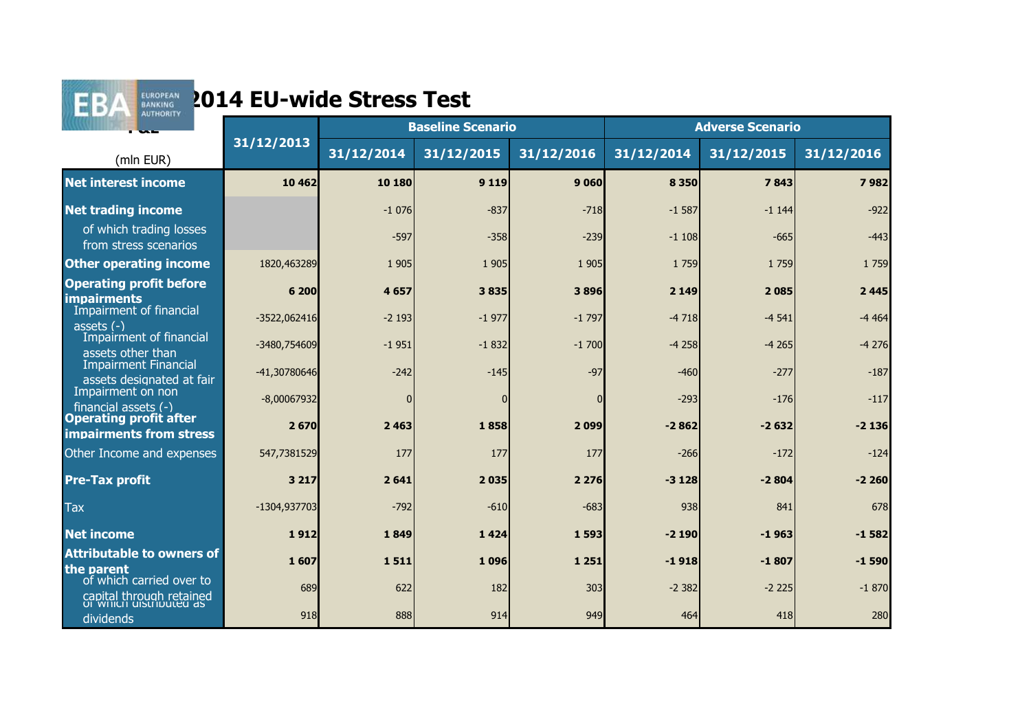# 2014 EU-wide Stress Test

| P&L (mln EUR) | 31/12/2013 | Baseline Scenario | | | Adverse Scenario | | |
|---|---|---|---|---|---|---|---|
| | | 31/12/2014 | 31/12/2015 | 31/12/2016 | 31/12/2014 | 31/12/2015 | 31/12/2016 |
| **Net interest income** | **10 462** | **10 180** | **9 119** | **9 060** | **8 350** | **7 843** | **7 982** |
| **Net trading income** | | -1 076 | -837 | -718 | -1 587 | -1 144 | -922 |
| of which trading losses from stress scenarios | | -597 | -358 | -239 | -1 108 | -665 | -443 |
| **Other operating income** | 1820,463289 | 1 905 | 1 905 | 1 905 | 1 759 | 1 759 | 1 759 |
| **Operating profit before impairments** | **6 200** | **4 657** | **3 835** | **3 896** | **2 149** | **2 085** | **2 445** |
| Impairment of financial assets (-) | -3522,062416 | -2 193 | -1 977 | -1 797 | -4 718 | -4 541 | -4 464 |
| Impairment of financial assets other than | -3480,754609 | -1 951 | -1 832 | -1 700 | -4 258 | -4 265 | -4 276 |
| Impairment Financial assets designated at fair | -41,30780646 | -242 | -145 | -97 | -460 | -277 | -187 |
| Impairment on non financial assets (-) | -8,00067932 | 0 | 0 | 0 | -293 | -176 | -117 |
| **Operating profit after impairments from stress** | **2 670** | **2 463** | **1 858** | **2 099** | **-2 862** | **-2 632** | **-2 136** |
| Other Income and expenses | 547,7381529 | 177 | 177 | 177 | -266 | -172 | -124 |
| **Pre-Tax profit** | **3 217** | **2 641** | **2 035** | **2 276** | **-3 128** | **-2 804** | **-2 260** |
| Tax | -1304,937703 | -792 | -610 | -683 | 938 | 841 | 678 |
| **Net income** | **1 912** | **1 849** | **1 424** | **1 593** | **-2 190** | **-1 963** | **-1 582** |
| **Attributable to owners of the parent** | **1 607** | **1 511** | **1 096** | **1 251** | **-1 918** | **-1 807** | **-1 590** |
| of which carried over to capital through retained | 689 | 622 | 182 | 303 | -2 382 | -2 225 | -1 870 |
| of which distributed as dividends | 918 | 888 | 914 | 949 | 464 | 418 | 280 |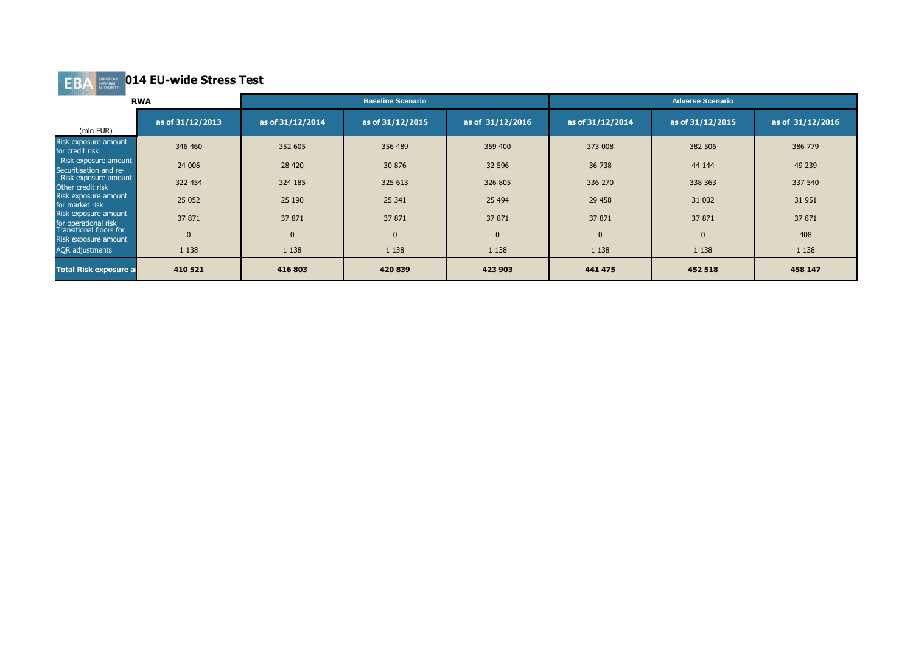## 2014 EU-wide Stress Test

| RWA (mln EUR) | as of 31/12/2013 | Baseline Scenario as of 31/12/2014 | Baseline Scenario as of 31/12/2015 | Baseline Scenario as of 31/12/2016 | Adverse Scenario as of 31/12/2014 | Adverse Scenario as of 31/12/2015 | Adverse Scenario as of 31/12/2016 |
|---|---|---|---|---|---|---|---|
| Risk exposure amount for credit risk | 346 460 | 352 605 | 356 489 | 359 400 | 373 008 | 382 506 | 386 779 |
| Risk exposure amount Securitisation and re- | 24 006 | 28 420 | 30 876 | 32 596 | 36 738 | 44 144 | 49 239 |
| Risk exposure amount Other credit risk | 322 454 | 324 185 | 325 613 | 326 805 | 336 270 | 338 363 | 337 540 |
| Risk exposure amount for market risk | 25 052 | 25 190 | 25 341 | 25 494 | 29 458 | 31 002 | 31 951 |
| Risk exposure amount for operational risk | 37 871 | 37 871 | 37 871 | 37 871 | 37 871 | 37 871 | 37 871 |
| Transitional floors for Risk exposure amount | 0 | 0 | 0 | 0 | 0 | 0 | 408 |
| AQR adjustments | 1 138 | 1 138 | 1 138 | 1 138 | 1 138 | 1 138 | 1 138 |
| **Total Risk exposure a** | **410 521** | **416 803** | **420 839** | **423 903** | **441 475** | **452 518** | **458 147** |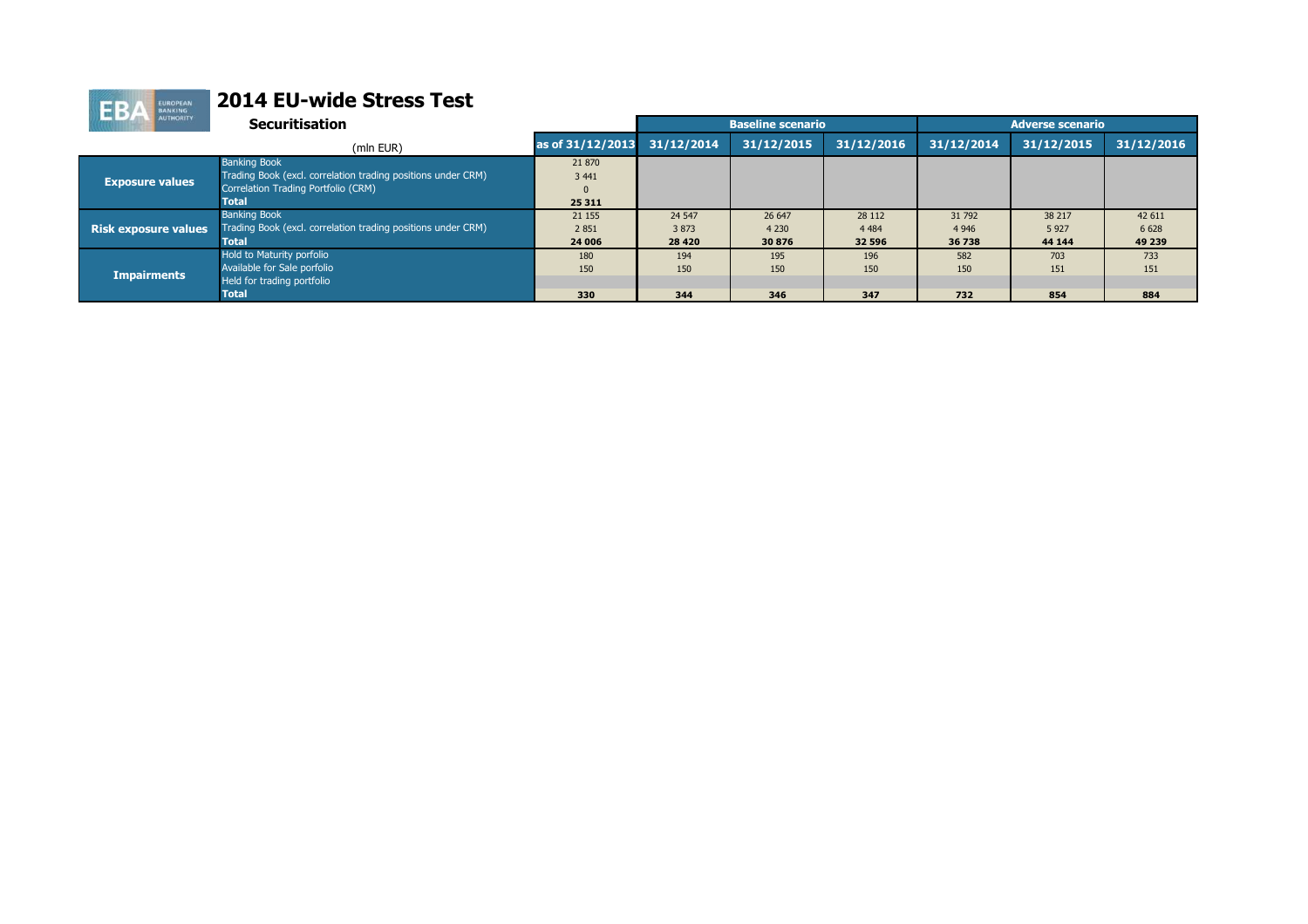# 2014 EU-wide Stress Test

## Securitisation

| (mln EUR) | | as of 31/12/2013 | Baseline scenario | | | Adverse scenario | | |
|---|---|---|---|---|---|---|---|---|
| | | | 31/12/2014 | 31/12/2015 | 31/12/2016 | 31/12/2014 | 31/12/2015 | 31/12/2016 |
| **Exposure values** | Banking Book | 21 870 | | | | | | |
| | Trading Book (excl. correlation trading positions under CRM) | 3 441 | | | | | | |
| | Correlation Trading Portfolio (CRM) | 0 | | | | | | |
| | **Total** | **25 311** | | | | | | |
| **Risk exposure values** | Banking Book | 21 155 | 24 547 | 26 647 | 28 112 | 31 792 | 38 217 | 42 611 |
| | Trading Book (excl. correlation trading positions under CRM) | 2 851 | 3 873 | 4 230 | 4 484 | 4 946 | 5 927 | 6 628 |
| | **Total** | **24 006** | **28 420** | **30 876** | **32 596** | **36 738** | **44 144** | **49 239** |
| **Impairments** | Hold to Maturity porfolio | 180 | 194 | 195 | 196 | 582 | 703 | 733 |
| | Available for Sale porfolio | 150 | 150 | 150 | 150 | 150 | 151 | 151 |
| | Held for trading portfolio | | | | | | | |
| | **Total** | **330** | **344** | **346** | **347** | **732** | **854** | **884** |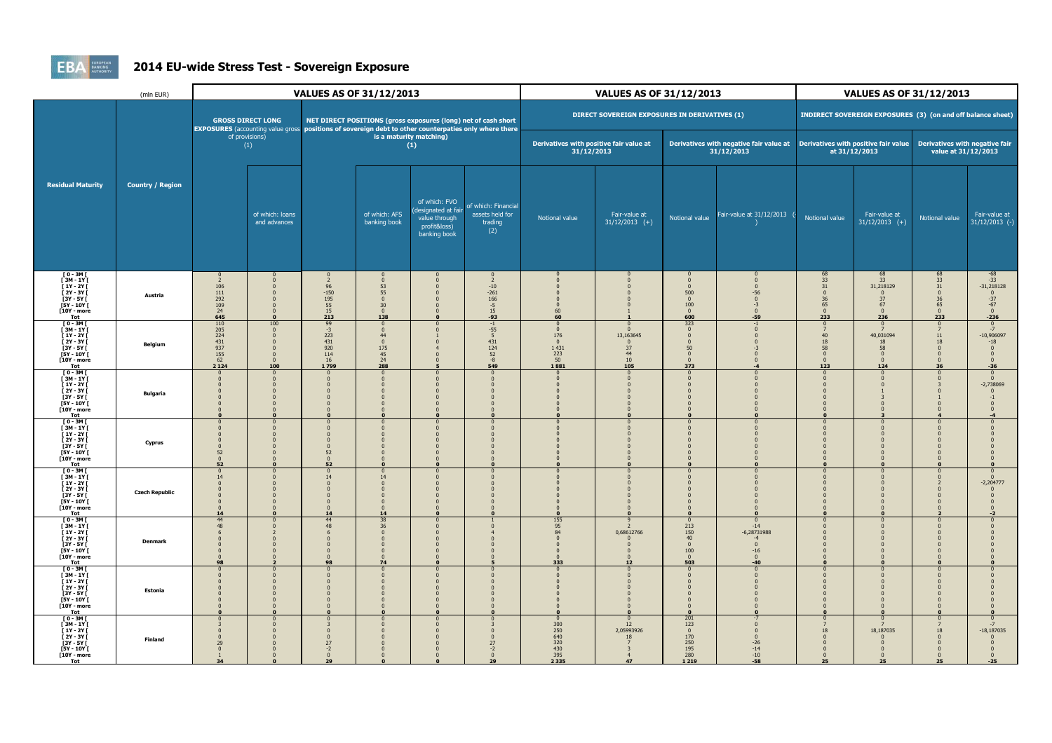# 2014 EU-wide Stress Test - Sovereign Exposure

| (mln EUR) | | VALUES AS OF 31/12/2013 | | | | | | VALUES AS OF 31/12/2013 | | | | VALUES AS OF 31/12/2013 | | | |
|---|---|---|---|---|---|---|---|---|---|---|---|---|---|---|---|
| | | GROSS DIRECT LONG EXPOSURES (accounting value gross of provisions) (1) | | NET DIRECT POSITIONS (gross exposures (long) net of cash short positions of sovereign debt to other counterpaties only where there is a maturity matching) (1) | | | | DIRECT SOVEREIGN EXPOSURES IN DERIVATIVES (1) | | | | INDIRECT SOVEREIGN EXPOSURES (3) (on and off balance sheet) | | | |
| | | | | | | | | Derivatives with positive fair value at 31/12/2013 | | Derivatives with negative fair value at 31/12/2013 | | Derivatives with positive fair value at 31/12/2013 | | Derivatives with negative fair value at 31/12/2013 | |
| Residual Maturity | Country / Region | | of which: loans and advances | | of which: AFS banking book | of which: FVO (designated at fair value through profit&loss) banking book | of which: Financial assets held for trading (2) | Notional value | Fair-value at 31/12/2013 (+) | Notional value | Fair-value at 31/12/2013 (-) | Notional value | Fair-value at 31/12/2013 (+) | Notional value | Fair-value at 31/12/2013 (-) |
| [ 0 - 3M [ | Austria | 0 | 0 | 0 | 0 | 0 | 0 | 0 | 0 | 0 | 0 | 68 | 68 | 68 | -68 |
| [ 3M - 1Y [ | | 2 | 0 | 2 | 0 | 0 | 2 | 0 | 0 | 0 | 0 | 33 | 33 | 33 | -33 |
| [ 1Y - 2Y [ | | 106 | 0 | 96 | 53 | 0 | -10 | 0 | 0 | 0 | 0 | 31 | 31,218129 | 31 | -31,218128 |
| [ 2Y - 3Y [ | | 111 | 0 | -150 | 55 | 0 | -261 | 0 | 0 | 500 | -56 | 0 | 0 | 0 | 0 |
| [3Y - 5Y [ | | 292 | 0 | 195 | 0 | 0 | 166 | 0 | 0 | 0 | 0 | 36 | 37 | 36 | -37 |
| [5Y - 10Y [ | | 109 | 0 | 55 | 30 | 0 | -5 | 0 | 0 | 100 | -3 | 65 | 67 | 65 | -67 |
| [10Y - more | | 24 | 0 | 15 | 0 | 0 | 15 | 60 | 1 | 0 | 0 | 0 | 0 | 0 | 0 |
| **Tot** | | **645** | **0** | **213** | **138** | **0** | **-93** | **60** | **1** | **600** | **-59** | **233** | **236** | **233** | **-236** |
| [ 0 - 3M [ | Belgium | 110 | 100 | 99 | 0 | 0 | -1 | 0 | 0 | 323 | -1 | 0 | 0 | 0 | 0 |
| [ 3M - 1Y [ | | 205 | 0 | -3 | 0 | 0 | -55 | 0 | 0 | 0 | 0 | 7 | 7 | 7 | -7 |
| [ 1Y - 2Y [ | | 224 | 0 | 223 | 44 | 1 | 5 | 176 | 13,163645 | 0 | 0 | 40 | 40,031094 | 11 | -10,906097 |
| [ 2Y - 3Y [ | | 431 | 0 | 431 | 0 | 0 | 431 | 0 | 0 | 0 | 0 | 18 | 18 | 18 | -18 |
| [3Y - 5Y [ | | 937 | 0 | 920 | 175 | 4 | 124 | 1 431 | 37 | 50 | -3 | 58 | 58 | 0 | 0 |
| [5Y - 10Y [ | | 155 | 0 | 114 | 45 | 0 | 52 | 223 | 44 | 0 | 0 | 0 | 0 | 0 | 0 |
| [10Y - more | | 62 | 0 | 16 | 24 | 0 | -8 | 50 | 10 | 0 | 0 | 0 | 0 | 0 | 0 |
| **Tot** | | **2 124** | **100** | **1 799** | **288** | **5** | **549** | **1 881** | **105** | **373** | **-4** | **123** | **124** | **36** | **-36** |
| [ 0 - 3M [ | Bulgaria | 0 | 0 | 0 | 0 | 0 | 0 | 0 | 0 | 0 | 0 | 0 | 0 | 0 | 0 |
| [ 3M - 1Y [ | | 0 | 0 | 0 | 0 | 0 | 0 | 0 | 0 | 0 | 0 | 0 | 0 | 0 | 0 |
| [ 1Y - 2Y [ | | 0 | 0 | 0 | 0 | 0 | 0 | 0 | 0 | 0 | 0 | 0 | 0 | 3 | -2,738069 |
| [ 2Y - 3Y [ | | 0 | 0 | 0 | 0 | 0 | 0 | 0 | 0 | 0 | 0 | 0 | 1 | 0 | 0 |
| [3Y - 5Y [ | | 0 | 0 | 0 | 0 | 0 | 0 | 0 | 0 | 0 | 0 | 0 | 3 | 1 | -1 |
| [5Y - 10Y [ | | 0 | 0 | 0 | 0 | 0 | 0 | 0 | 0 | 0 | 0 | 0 | 0 | 0 | 0 |
| [10Y - more | | 0 | 0 | 0 | 0 | 0 | 0 | 0 | 0 | 0 | 0 | 0 | 0 | 0 | 0 |
| **Tot** | | **0** | **0** | **0** | **0** | **0** | **0** | **0** | **0** | **0** | **0** | **0** | **3** | **4** | **-4** |
| [ 0 - 3M [ | Cyprus | 0 | 0 | 0 | 0 | 0 | 0 | 0 | 0 | 0 | 0 | 0 | 0 | 0 | 0 |
| [ 3M - 1Y [ | | 0 | 0 | 0 | 0 | 0 | 0 | 0 | 0 | 0 | 0 | 0 | 0 | 0 | 0 |
| [ 1Y - 2Y [ | | 0 | 0 | 0 | 0 | 0 | 0 | 0 | 0 | 0 | 0 | 0 | 0 | 0 | 0 |
| [ 2Y - 3Y [ | | 0 | 0 | 0 | 0 | 0 | 0 | 0 | 0 | 0 | 0 | 0 | 0 | 0 | 0 |
| [3Y - 5Y [ | | 0 | 0 | 0 | 0 | 0 | 0 | 0 | 0 | 0 | 0 | 0 | 0 | 0 | 0 |
| [5Y - 10Y [ | | 52 | 0 | 52 | 0 | 0 | 0 | 0 | 0 | 0 | 0 | 0 | 0 | 0 | 0 |
| [10Y - more | | 0 | 0 | 0 | 0 | 0 | 0 | 0 | 0 | 0 | 0 | 0 | 0 | 0 | 0 |
| **Tot** | | **52** | **0** | **52** | **0** | **0** | **0** | **0** | **0** | **0** | **0** | **0** | **0** | **0** | **0** |
| [ 0 - 3M [ | Czech Republic | 0 | 0 | 0 | 0 | 0 | 0 | 0 | 0 | 0 | 0 | 0 | 0 | 0 | 0 |
| [ 3M - 1Y [ | | 14 | 0 | 14 | 14 | 0 | 0 | 0 | 0 | 0 | 0 | 0 | 0 | 0 | 0 |
| [ 1Y - 2Y [ | | 0 | 0 | 0 | 0 | 0 | 0 | 0 | 0 | 0 | 0 | 0 | 0 | 2 | -2,204777 |
| [ 2Y - 3Y [ | | 0 | 0 | 0 | 0 | 0 | 0 | 0 | 0 | 0 | 0 | 0 | 0 | 0 | 0 |
| [3Y - 5Y [ | | 0 | 0 | 0 | 0 | 0 | 0 | 0 | 0 | 0 | 0 | 0 | 0 | 0 | 0 |
| [5Y - 10Y [ | | 0 | 0 | 0 | 0 | 0 | 0 | 0 | 0 | 0 | 0 | 0 | 0 | 0 | 0 |
| [10Y - more | | 0 | 0 | 0 | 0 | 0 | 0 | 0 | 0 | 0 | 0 | 0 | 0 | 0 | 0 |
| **Tot** | | **14** | **0** | **14** | **14** | **0** | **0** | **0** | **0** | **0** | **0** | **0** | **0** | **2** | **-2** |
| [ 0 - 3M [ | Denmark | 44 | 0 | 44 | 38 | 0 | 1 | 155 | 9 | 0 | 0 | 0 | 0 | 0 | 0 |
| [ 3M - 1Y [ | | 48 | 0 | 48 | 36 | 0 | 0 | 95 | 2 | 213 | -14 | 0 | 0 | 0 | 0 |
| [ 1Y - 2Y [ | | 6 | 2 | 6 | 0 | 0 | 4 | 84 | 0,68612766 | 150 | -6,28731988 | 0 | 0 | 0 | 0 |
| [ 2Y - 3Y [ | | 0 | 0 | 0 | 0 | 0 | 0 | 0 | 0 | 40 | -4 | 0 | 0 | 0 | 0 |
| [3Y - 5Y [ | | 0 | 0 | 0 | 0 | 0 | 0 | 0 | 0 | 0 | 0 | 0 | 0 | 0 | 0 |
| [5Y - 10Y [ | | 0 | 0 | 0 | 0 | 0 | 0 | 0 | 0 | 100 | -16 | 0 | 0 | 0 | 0 |
| [10Y - more | | 0 | 0 | 0 | 0 | 0 | 0 | 0 | 0 | 0 | 0 | 0 | 0 | 0 | 0 |
| **Tot** | | **98** | **2** | **98** | **74** | **0** | **5** | **333** | **12** | **503** | **-40** | **0** | **0** | **0** | **0** |
| [ 0 - 3M [ | Estonia | 0 | 0 | 0 | 0 | 0 | 0 | 0 | 0 | 0 | 0 | 0 | 0 | 0 | 0 |
| [ 3M - 1Y [ | | 0 | 0 | 0 | 0 | 0 | 0 | 0 | 0 | 0 | 0 | 0 | 0 | 0 | 0 |
| [ 1Y - 2Y [ | | 0 | 0 | 0 | 0 | 0 | 0 | 0 | 0 | 0 | 0 | 0 | 0 | 0 | 0 |
| [ 2Y - 3Y [ | | 0 | 0 | 0 | 0 | 0 | 0 | 0 | 0 | 0 | 0 | 0 | 0 | 0 | 0 |
| [3Y - 5Y [ | | 0 | 0 | 0 | 0 | 0 | 0 | 0 | 0 | 0 | 0 | 0 | 0 | 0 | 0 |
| [5Y - 10Y [ | | 0 | 0 | 0 | 0 | 0 | 0 | 0 | 0 | 0 | 0 | 0 | 0 | 0 | 0 |
| [10Y - more | | 0 | 0 | 0 | 0 | 0 | 0 | 0 | 0 | 0 | 0 | 0 | 0 | 0 | 0 |
| **Tot** | | **0** | **0** | **0** | **0** | **0** | **0** | **0** | **0** | **0** | **0** | **0** | **0** | **0** | **0** |
| [ 0 - 3M [ | Finland | 0 | 0 | 0 | 0 | 0 | 0 | 0 | 0 | 201 | -7 | 0 | 0 | 0 | 0 |
| [ 3M - 1Y [ | | 3 | 0 | 3 | 0 | 0 | 3 | 300 | 12 | 123 | 0 | 7 | 7 | 7 | -7 |
| [ 1Y - 2Y [ | | 0 | 0 | 0 | 0 | 0 | 0 | 250 | 2,05993926 | 0 | 0 | 18 | 18,187035 | 18 | -18,187035 |
| [ 2Y - 3Y [ | | 0 | 0 | 0 | 0 | 0 | 0 | 640 | 18 | 170 | 0 | 0 | 0 | 0 | 0 |
| [3Y - 5Y [ | | 29 | 0 | 27 | 0 | 0 | 27 | 320 | 7 | 250 | -26 | 0 | 0 | 0 | 0 |
| [5Y - 10Y [ | | 0 | 0 | -2 | 0 | 0 | -2 | 430 | 3 | 195 | -14 | 0 | 0 | 0 | 0 |
| [10Y - more | | 1 | 0 | 0 | 0 | 0 | 0 | 395 | 4 | 280 | -10 | 0 | 0 | 0 | 0 |
| **Tot** | | **34** | **0** | **29** | **0** | **0** | **29** | **2 335** | **47** | **1 219** | **-58** | **25** | **25** | **25** | **-25** |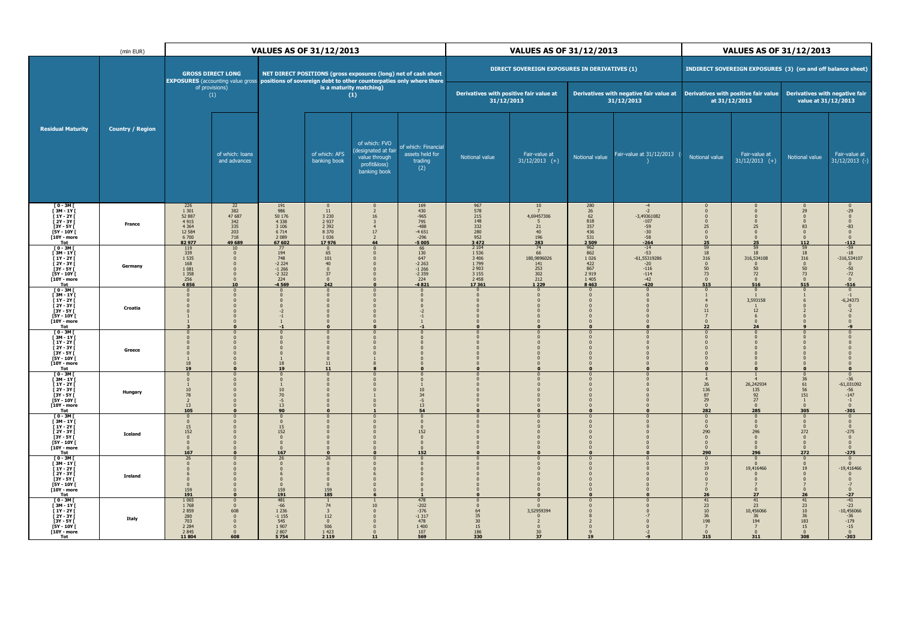| Residual Maturity | Country / Region | VALUES AS OF 31/12/2013 | | | | | | VALUES AS OF 31/12/2013 | | | | VALUES AS OF 31/12/2013 | | | |
|---|---|---|---|---|---|---|---|---|---|---|---|---|---|---|---|
| (mln EUR) | | GROSS DIRECT LONG EXPOSURES (accounting value gross of provisions) (1) | | NET DIRECT POSITIONS (gross exposures (long) net of cash short positions of sovereign debt to other counterpaties only where there is a maturity matching) (1) | | | | DIRECT SOVEREIGN EXPOSURES IN DERIVATIVES (1) | | | | INDIRECT SOVEREIGN EXPOSURES (3) (on and off balance sheet) | | | |
| | | | | | | | | Derivatives with positive fair value at 31/12/2013 | | Derivatives with negative fair value at 31/12/2013 | | Derivatives with positive fair value at 31/12/2013 | | Derivatives with negative fair value at 31/12/2013 | |
| | | | of which: loans and advances | | of which: AFS banking book | of which: FVO (designated at fair value through profit&loss) banking book | of which: Financial assets held for trading (2) | Notional value | Fair-value at 31/12/2013 (+) | Notional value | Fair-value at 31/12/2013 (-) | Notional value | Fair-value at 31/12/2013 (+) | Notional value | Fair-value at 31/12/2013 (-) |
| [ 0 - 3M [ | France | 226 | 22 | 191 | 0 | 0 | 169 | 967 | 10 | 280 | -4 | 0 | 0 | 0 | 0 |
| [ 3M - 1Y [ | | 1 301 | 382 | 986 | 11 | 2 | 430 | 578 | 7 | 26 | -2 | 0 | 0 | 29 | -29 |
| [ 1Y - 2Y [ | | 52 887 | 47 687 | 50 176 | 3 230 | 16 | -965 | 215 | 4,69457306 | 62 | -3,49361082 | 0 | 0 | 0 | 0 |
| [ 2Y - 3Y [ | | 4 915 | 342 | 4 338 | 2 937 | 3 | 795 | 148 | 5 | 818 | -107 | 0 | 0 | 0 | 0 |
| [3Y - 5Y [ | | 4 364 | 335 | 3 106 | 2 392 | 4 | -488 | 332 | 21 | 357 | -59 | 25 | 25 | 83 | -83 |
| [5Y - 10Y [ | | 12 584 | 203 | 6 714 | 8 370 | 17 | -4 651 | 280 | 40 | 436 | -30 | 0 | 0 | 0 | 0 |
| [10Y - more | | 6 700 | 718 | 2 089 | 1 036 | 2 | -296 | 952 | 196 | 531 | -58 | 0 | 0 | 0 | 0 |
| Tot | | 82 977 | 49 689 | 67 602 | 17 976 | 44 | -5 005 | 3 472 | 283 | 2 509 | -264 | 25 | 25 | 112 | -112 |
| [ 0 - 3M [ | Germany | 119 | 10 | 77 | 0 | 0 | 66 | 2 104 | 74 | 962 | -14 | 59 | 59 | 59 | -59 |
| [ 3M - 1Y [ | | 339 | 0 | 194 | 65 | 0 | 130 | 1 536 | 66 | 862 | -53 | 18 | 18 | 18 | -18 |
| [ 1Y - 2Y [ | | 1 535 | 0 | 748 | 101 | 0 | 647 | 3 406 | 180,9896026 | 1 026 | -61,55319286 | 316 | 316,534108 | 316 | -316,534107 |
| [ 2Y - 3Y [ | | 168 | 0 | -2 224 | 40 | 0 | -2 263 | 1 799 | 141 | 422 | -20 | 0 | 0 | 0 | 0 |
| [3Y - 5Y [ | | 1 081 | 0 | -1 266 | 0 | 0 | -1 266 | 2 903 | 253 | 867 | -116 | 50 | 50 | 50 | -50 |
| [5Y - 10Y [ | | 1 358 | 0 | -2 322 | 37 | 0 | -2 359 | 3 155 | 302 | 2 919 | -114 | 73 | 72 | 73 | -72 |
| [10Y - more | | 256 | 0 | 224 | 0 | 0 | 224 | 2 458 | 212 | 1 405 | -42 | 0 | 0 | 0 | 0 |
| Tot | | 4 856 | 10 | -4 569 | 242 | 0 | -4 821 | 17 361 | 1 229 | 8 463 | -420 | 515 | 516 | 515 | -516 |
| [ 0 - 3M [ | Croatia | 0 | 0 | 0 | 0 | 0 | 0 | 0 | 0 | 0 | 0 | 0 | 0 | 0 | 0 |
| [ 3M - 1Y [ | | 0 | 0 | 0 | 0 | 0 | 0 | 0 | 0 | 0 | 0 | 1 | 1 | 1 | -1 |
| [ 1Y - 2Y [ | | 0 | 0 | 0 | 0 | 0 | 0 | 0 | 0 | 0 | 0 | 4 | 3,593158 | 6 | -6,24373 |
| [ 2Y - 3Y [ | | 0 | 0 | 0 | 0 | 0 | 0 | 0 | 0 | 0 | 0 | 0 | 1 | 0 | 0 |
| [3Y - 5Y [ | | 0 | 0 | -2 | 0 | 0 | -2 | 0 | 0 | 0 | 0 | 11 | 12 | 2 | -2 |
| [5Y - 10Y [ | | 1 | 0 | -1 | 0 | 0 | -1 | 0 | 0 | 0 | 0 | 7 | 6 | 0 | 0 |
| [10Y - more | | 1 | 0 | 1 | 0 | 0 | 1 | 0 | 0 | 0 | 0 | 0 | 0 | 0 | 0 |
| Tot | | 3 | 0 | -1 | 0 | 0 | -1 | 0 | 0 | 0 | 0 | 22 | 24 | 9 | -9 |
| [ 0 - 3M [ | Greece | 0 | 0 | 0 | 0 | 0 | 0 | 0 | 0 | 0 | 0 | 0 | 0 | 0 | 0 |
| [ 3M - 1Y [ | | 0 | 0 | 0 | 0 | 0 | 0 | 0 | 0 | 0 | 0 | 0 | 0 | 0 | 0 |
| [ 1Y - 2Y [ | | 0 | 0 | 0 | 0 | 0 | 0 | 0 | 0 | 0 | 0 | 0 | 0 | 0 | 0 |
| [ 2Y - 3Y [ | | 0 | 0 | 0 | 0 | 0 | 0 | 0 | 0 | 0 | 0 | 0 | 0 | 0 | 0 |
| [3Y - 5Y [ | | 0 | 0 | 0 | 0 | 0 | 0 | 0 | 0 | 0 | 0 | 0 | 0 | 0 | 0 |
| [5Y - 10Y [ | | 1 | 0 | 1 | 0 | 1 | 0 | 0 | 0 | 0 | 0 | 0 | 0 | 0 | 0 |
| [10Y - more | | 18 | 0 | 18 | 11 | 8 | 0 | 0 | 0 | 0 | 0 | 0 | 0 | 0 | 0 |
| Tot | | 19 | 0 | 19 | 11 | 8 | 0 | 0 | 0 | 0 | 0 | 0 | 0 | 0 | 0 |
| [ 0 - 3M [ | Hungary | 0 | 0 | 0 | 0 | 0 | 0 | 0 | 0 | 0 | 0 | 1 | 1 | 0 | 0 |
| [ 3M - 1Y [ | | 0 | 0 | 0 | 0 | 0 | 0 | 0 | 0 | 0 | 0 | 4 | 4 | 36 | -36 |
| [ 1Y - 2Y [ | | 1 | 0 | 1 | 0 | 0 | 1 | 0 | 0 | 0 | 0 | 26 | 26,242934 | 61 | -61,031092 |
| [ 2Y - 3Y [ | | 10 | 0 | 10 | 0 | 0 | 10 | 0 | 0 | 0 | 0 | 136 | 135 | 56 | -56 |
| [3Y - 5Y [ | | 78 | 0 | 70 | 0 | 1 | 34 | 0 | 0 | 0 | 0 | 87 | 92 | 151 | -147 |
| [5Y - 10Y [ | | 2 | 0 | -5 | 0 | 0 | -5 | 0 | 0 | 0 | 0 | 29 | 27 | 1 | -1 |
| [10Y - more | | 13 | 0 | 13 | 0 | 0 | 13 | 0 | 0 | 0 | 0 | 0 | 0 | 0 | 0 |
| Tot | | 105 | 0 | 90 | 0 | 1 | 54 | 0 | 0 | 0 | 0 | 282 | 285 | 305 | -301 |
| [ 0 - 3M [ | Iceland | 0 | 0 | 0 | 0 | 0 | 0 | 0 | 0 | 0 | 0 | 0 | 0 | 0 | 0 |
| [ 3M - 1Y [ | | 0 | 0 | 0 | 0 | 0 | 0 | 0 | 0 | 0 | 0 | 0 | 0 | 0 | 0 |
| [ 1Y - 2Y [ | | 15 | 0 | 15 | 0 | 0 | 0 | 0 | 0 | 0 | 0 | 0 | 0 | 0 | 0 |
| [ 2Y - 3Y [ | | 152 | 0 | 152 | 0 | 0 | 152 | 0 | 0 | 0 | 0 | 290 | 296 | 272 | -275 |
| [3Y - 5Y [ | | 0 | 0 | 0 | 0 | 0 | 0 | 0 | 0 | 0 | 0 | 0 | 0 | 0 | 0 |
| [5Y - 10Y [ | | 0 | 0 | 0 | 0 | 0 | 0 | 0 | 0 | 0 | 0 | 0 | 0 | 0 | 0 |
| [10Y - more | | 0 | 0 | 0 | 0 | 0 | 0 | 0 | 0 | 0 | 0 | 0 | 0 | 0 | 0 |
| Tot | | 167 | 0 | 167 | 0 | 0 | 152 | 0 | 0 | 0 | 0 | 290 | 296 | 272 | -275 |
| [ 0 - 3M [ | Ireland | 26 | 0 | 26 | 26 | 0 | 0 | 0 | 0 | 0 | 0 | 0 | 0 | 0 | 0 |
| [ 3M - 1Y [ | | 0 | 0 | 0 | 0 | 0 | 0 | 0 | 0 | 0 | 0 | 0 | 0 | 0 | 0 |
| [ 1Y - 2Y [ | | 0 | 0 | 0 | 0 | 0 | 0 | 0 | 0 | 0 | 0 | 19 | 19,416466 | 19 | -19,416466 |
| [ 2Y - 3Y [ | | 6 | 0 | 6 | 0 | 6 | 0 | 0 | 0 | 0 | 0 | 0 | 0 | 0 | 0 |
| [3Y - 5Y [ | | 0 | 0 | 0 | 0 | 0 | 0 | 0 | 0 | 0 | 0 | 0 | 0 | 0 | 0 |
| [5Y - 10Y [ | | 0 | 0 | 0 | 0 | 0 | 0 | 0 | 0 | 0 | 0 | 7 | 7 | 7 | -7 |
| [10Y - more | | 159 | 0 | 159 | 159 | 0 | 0 | 0 | 0 | 0 | 0 | 0 | 0 | 0 | 0 |
| Tot | | 191 | 0 | 191 | 185 | 6 | 1 | 0 | 0 | 0 | 0 | 26 | 27 | 26 | -27 |
| [ 0 - 3M [ | Italy | 1 065 | 0 | 481 | 1 | 1 | 478 | 0 | 0 | 0 | 0 | 41 | 41 | 41 | -41 |
| [ 3M - 1Y [ | | 1 768 | 0 | -66 | 74 | 10 | -202 | 0 | 0 | 0 | 0 | 23 | 23 | 23 | -23 |
| [ 1Y - 2Y [ | | 2 859 | 608 | 1 236 | 3 | 0 | -376 | 64 | 3,52959394 | 0 | 0 | 10 | 10,456066 | 10 | -10,456066 |
| [ 2Y - 3Y [ | | 280 | 0 | -1 155 | 112 | 0 | -1 317 | 35 | 0 | 8 | -7 | 36 | 36 | 36 | -36 |
| [3Y - 5Y [ | | 703 | 0 | 545 | 0 | 0 | 478 | 30 | 2 | 2 | 0 | 198 | 194 | 183 | -179 |
| [5Y - 10Y [ | | 2 284 | 0 | 1 907 | 506 | 0 | 1 400 | 15 | 0 | 0 | 0 | 7 | 7 | 15 | -15 |
| [10Y - more | | 2 845 | 0 | 2 807 | 1 423 | 0 | 107 | 186 | 30 | 9 | -2 | 0 | 0 | 0 | 0 |
| Tot | | 11 804 | 608 | 5 754 | 2 119 | 11 | 569 | 330 | 37 | 19 | -9 | 315 | 311 | 308 | -303 |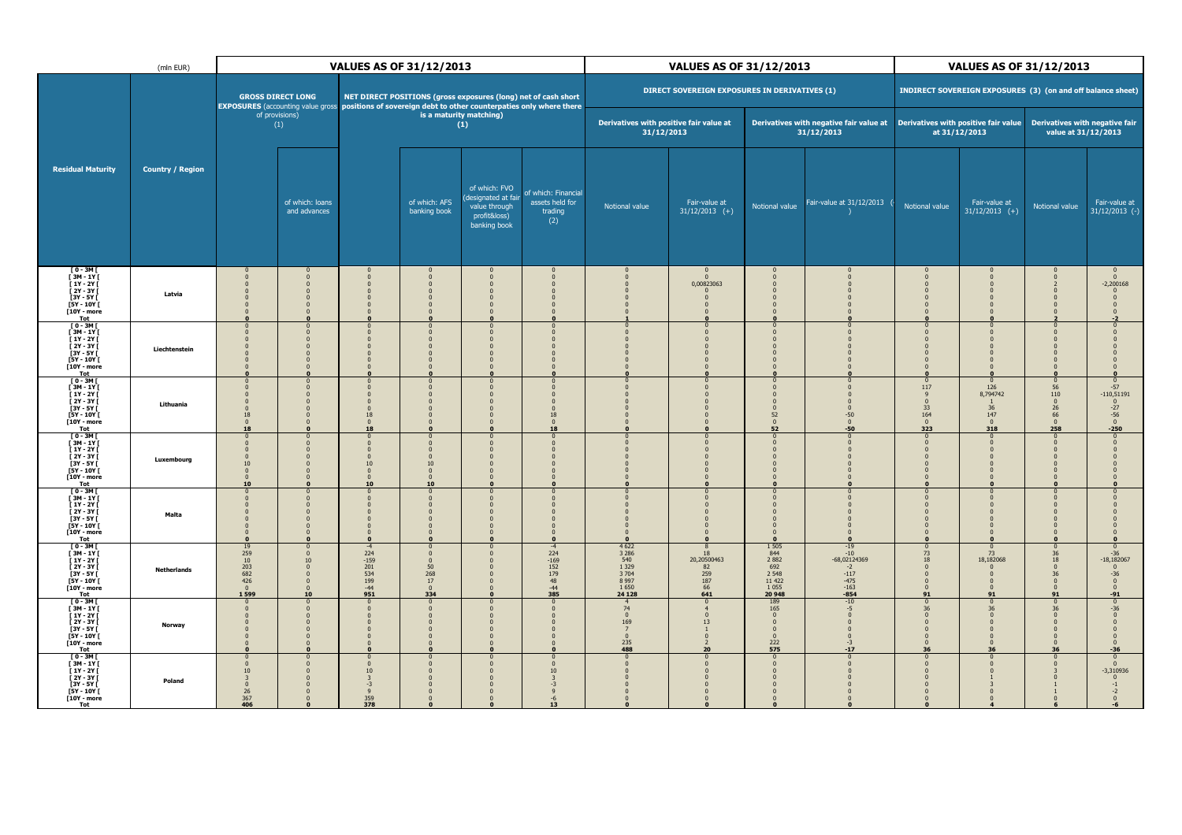| Residual Maturity | Country / Region | VALUES AS OF 31/12/2013 | | | | | | VALUES AS OF 31/12/2013 | | | | VALUES AS OF 31/12/2013 | | | |
|---|---|---|---|---|---|---|---|---|---|---|---|---|---|---|---|
| | (mln EUR) | GROSS DIRECT LONG EXPOSURES (accounting value gross of provisions) (1) | | NET DIRECT POSITIONS (gross exposures (long) net of cash short positions of sovereign debt to other counterpaties only where there is a maturity matching) (1) | | | | DIRECT SOVEREIGN EXPOSURES IN DERIVATIVES (1) | | | | INDIRECT SOVEREIGN EXPOSURES (3) (on and off balance sheet) | | | |
| | | | | | | | | Derivatives with positive fair value at 31/12/2013 | | Derivatives with negative fair value at 31/12/2013 | | Derivatives with positive fair value at 31/12/2013 | | Derivatives with negative fair value at 31/12/2013 | |
| | | | of which: loans and advances | | of which: AFS banking book | of which: FVO (designated at fair value through profit&loss) banking book | of which: Financial assets held for trading (2) | Notional value | Fair-value at 31/12/2013 (+) | Notional value | Fair-value at 31/12/2013 (-) | Notional value | Fair-value at 31/12/2013 (+) | Notional value | Fair-value at 31/12/2013 (-) |
| [ 0 - 3M [ | Latvia | 0 | 0 | 0 | 0 | 0 | 0 | 0 | 0 | 0 | 0 | 0 | 0 | 0 | 0 |
| [ 3M - 1Y [ | | 0 | 0 | 0 | 0 | 0 | 0 | 0 | 0 | 0 | 0 | 0 | 0 | 0 | 0 |
| [ 1Y - 2Y [ | | 0 | 0 | 0 | 0 | 0 | 0 | 0 | 0,00823063 | 0 | 0 | 0 | 0 | 2 | -2,200168 |
| [ 2Y - 3Y [ | | 0 | 0 | 0 | 0 | 0 | 0 | 0 | 0 | 0 | 0 | 0 | 0 | 0 | 0 |
| [3Y - 5Y [ | | 0 | 0 | 0 | 0 | 0 | 0 | 0 | 0 | 0 | 0 | 0 | 0 | 0 | 0 |
| [5Y - 10Y [ | | 0 | 0 | 0 | 0 | 0 | 0 | 0 | 0 | 0 | 0 | 0 | 0 | 0 | 0 |
| [10Y - more | | 0 | 0 | 0 | 0 | 0 | 0 | 0 | 0 | 0 | 0 | 0 | 0 | 0 | 0 |
| Tot | | 0 | 0 | 0 | 0 | 0 | 0 | 1 | 0 | 0 | 0 | 0 | 0 | 2 | -2 |
| [ 0 - 3M [ | Liechtenstein | 0 | 0 | 0 | 0 | 0 | 0 | 0 | 0 | 0 | 0 | 0 | 0 | 0 | 0 |
| [ 3M - 1Y [ | | 0 | 0 | 0 | 0 | 0 | 0 | 0 | 0 | 0 | 0 | 0 | 0 | 0 | 0 |
| [ 1Y - 2Y [ | | 0 | 0 | 0 | 0 | 0 | 0 | 0 | 0 | 0 | 0 | 0 | 0 | 0 | 0 |
| [ 2Y - 3Y [ | | 0 | 0 | 0 | 0 | 0 | 0 | 0 | 0 | 0 | 0 | 0 | 0 | 0 | 0 |
| [3Y - 5Y [ | | 0 | 0 | 0 | 0 | 0 | 0 | 0 | 0 | 0 | 0 | 0 | 0 | 0 | 0 |
| [5Y - 10Y [ | | 0 | 0 | 0 | 0 | 0 | 0 | 0 | 0 | 0 | 0 | 0 | 0 | 0 | 0 |
| [10Y - more | | 0 | 0 | 0 | 0 | 0 | 0 | 0 | 0 | 0 | 0 | 0 | 0 | 0 | 0 |
| Tot | | 0 | 0 | 0 | 0 | 0 | 0 | 0 | 0 | 0 | 0 | 0 | 0 | 0 | 0 |
| [ 0 - 3M [ | Lithuania | 0 | 0 | 0 | 0 | 0 | 0 | 0 | 0 | 0 | 0 | 0 | 0 | 0 | 0 |
| [ 3M - 1Y [ | | 0 | 0 | 0 | 0 | 0 | 0 | 0 | 0 | 0 | 0 | 117 | 126 | 56 | -57 |
| [ 1Y - 2Y [ | | 0 | 0 | 0 | 0 | 0 | 0 | 0 | 0 | 0 | 0 | 9 | 8,794742 | 110 | -110,51191 |
| [ 2Y - 3Y [ | | 0 | 0 | 0 | 0 | 0 | 0 | 0 | 0 | 0 | 0 | 0 | 1 | 0 | 0 |
| [3Y - 5Y [ | | 0 | 0 | 0 | 0 | 0 | 0 | 0 | 0 | 0 | 0 | 33 | 36 | 26 | -27 |
| [5Y - 10Y [ | | 18 | 0 | 18 | 0 | 0 | 18 | 0 | 0 | 52 | -50 | 164 | 147 | 66 | -56 |
| [10Y - more | | 0 | 0 | 0 | 0 | 0 | 0 | 0 | 0 | 0 | 0 | 0 | 0 | 0 | 0 |
| Tot | | 18 | 0 | 18 | 0 | 0 | 18 | 0 | 0 | 52 | -50 | 323 | 318 | 258 | -250 |
| [ 0 - 3M [ | Luxembourg | 0 | 0 | 0 | 0 | 0 | 0 | 0 | 0 | 0 | 0 | 0 | 0 | 0 | 0 |
| [ 3M - 1Y [ | | 0 | 0 | 0 | 0 | 0 | 0 | 0 | 0 | 0 | 0 | 0 | 0 | 0 | 0 |
| [ 1Y - 2Y [ | | 0 | 0 | 0 | 0 | 0 | 0 | 0 | 0 | 0 | 0 | 0 | 0 | 0 | 0 |
| [ 2Y - 3Y [ | | 0 | 0 | 0 | 0 | 0 | 0 | 0 | 0 | 0 | 0 | 0 | 0 | 0 | 0 |
| [3Y - 5Y [ | | 10 | 0 | 10 | 10 | 0 | 0 | 0 | 0 | 0 | 0 | 0 | 0 | 0 | 0 |
| [5Y - 10Y [ | | 0 | 0 | 0 | 0 | 0 | 0 | 0 | 0 | 0 | 0 | 0 | 0 | 0 | 0 |
| [10Y - more | | 0 | 0 | 0 | 0 | 0 | 0 | 0 | 0 | 0 | 0 | 0 | 0 | 0 | 0 |
| Tot | | 10 | 0 | 10 | 10 | 0 | 0 | 0 | 0 | 0 | 0 | 0 | 0 | 0 | 0 |
| [ 0 - 3M [ | Malta | 0 | 0 | 0 | 0 | 0 | 0 | 0 | 0 | 0 | 0 | 0 | 0 | 0 | 0 |
| [ 3M - 1Y [ | | 0 | 0 | 0 | 0 | 0 | 0 | 0 | 0 | 0 | 0 | 0 | 0 | 0 | 0 |
| [ 1Y - 2Y [ | | 0 | 0 | 0 | 0 | 0 | 0 | 0 | 0 | 0 | 0 | 0 | 0 | 0 | 0 |
| [ 2Y - 3Y [ | | 0 | 0 | 0 | 0 | 0 | 0 | 0 | 0 | 0 | 0 | 0 | 0 | 0 | 0 |
| [3Y - 5Y [ | | 0 | 0 | 0 | 0 | 0 | 0 | 0 | 0 | 0 | 0 | 0 | 0 | 0 | 0 |
| [5Y - 10Y [ | | 0 | 0 | 0 | 0 | 0 | 0 | 0 | 0 | 0 | 0 | 0 | 0 | 0 | 0 |
| [10Y - more | | 0 | 0 | 0 | 0 | 0 | 0 | 0 | 0 | 0 | 0 | 0 | 0 | 0 | 0 |
| Tot | | 0 | 0 | 0 | 0 | 0 | 0 | 0 | 0 | 0 | 0 | 0 | 0 | 0 | 0 |
| [ 0 - 3M [ | Netherlands | 19 | 0 | -4 | 0 | 0 | -4 | 4 622 | 8 | 1 505 | -19 | 0 | 0 | 0 | 0 |
| [ 3M - 1Y [ | | 259 | 0 | 224 | 0 | 0 | 224 | 3 286 | 18 | 844 | -10 | 73 | 73 | 36 | -36 |
| [ 1Y - 2Y [ | | 10 | 10 | -159 | 0 | 0 | -169 | 540 | 20,20500463 | 2 882 | -68,02124369 | 18 | 18,182068 | 18 | -18,182067 |
| [ 2Y - 3Y [ | | 203 | 0 | 201 | 50 | 0 | 152 | 1 329 | 82 | 692 | -2 | 0 | 0 | 0 | 0 |
| [3Y - 5Y [ | | 682 | 0 | 534 | 268 | 0 | 179 | 3 704 | 259 | 2 548 | -117 | 0 | 0 | 36 | -36 |
| [5Y - 10Y [ | | 426 | 0 | 199 | 17 | 0 | 48 | 8 997 | 187 | 11 422 | -475 | 0 | 0 | 0 | 0 |
| [10Y - more | | 0 | 0 | -44 | 0 | 0 | -44 | 1 650 | 66 | 1 055 | -163 | 0 | 0 | 0 | 0 |
| Tot | | 1 599 | 10 | 951 | 334 | 0 | 385 | 24 128 | 641 | 20 948 | -854 | 91 | 91 | 91 | -91 |
| [ 0 - 3M [ | Norway | 0 | 0 | 0 | 0 | 0 | 0 | 4 | 0 | 189 | -10 | 0 | 0 | 0 | 0 |
| [ 3M - 1Y [ | | 0 | 0 | 0 | 0 | 0 | 0 | 74 | 4 | 165 | -5 | 36 | 36 | 36 | -36 |
| [ 1Y - 2Y [ | | 0 | 0 | 0 | 0 | 0 | 0 | 0 | 0 | 0 | 0 | 0 | 0 | 0 | 0 |
| [ 2Y - 3Y [ | | 0 | 0 | 0 | 0 | 0 | 0 | 169 | 13 | 0 | 0 | 0 | 0 | 0 | 0 |
| [3Y - 5Y [ | | 0 | 0 | 0 | 0 | 0 | 0 | 7 | 1 | 0 | 0 | 0 | 0 | 0 | 0 |
| [5Y - 10Y [ | | 0 | 0 | 0 | 0 | 0 | 0 | 0 | 0 | 0 | 0 | 0 | 0 | 0 | 0 |
| [10Y - more | | 0 | 0 | 0 | 0 | 0 | 0 | 235 | 2 | 222 | -3 | 0 | 0 | 0 | 0 |
| Tot | | 0 | 0 | 0 | 0 | 0 | 0 | 488 | 20 | 575 | -17 | 36 | 36 | 36 | -36 |
| [ 0 - 3M [ | Poland | 0 | 0 | 0 | 0 | 0 | 0 | 0 | 0 | 0 | 0 | 0 | 0 | 0 | 0 |
| [ 3M - 1Y [ | | 0 | 0 | 0 | 0 | 0 | 0 | 0 | 0 | 0 | 0 | 0 | 0 | 0 | 0 |
| [ 1Y - 2Y [ | | 10 | 0 | 10 | 0 | 0 | 10 | 0 | 0 | 0 | 0 | 0 | 0 | 3 | -3,310936 |
| [ 2Y - 3Y [ | | 3 | 0 | 3 | 0 | 0 | 3 | 0 | 0 | 0 | 0 | 0 | 1 | 0 | 0 |
| [3Y - 5Y [ | | 0 | 0 | -3 | 0 | 0 | -3 | 0 | 0 | 0 | 0 | 0 | 3 | 1 | -1 |
| [5Y - 10Y [ | | 26 | 0 | 9 | 0 | 0 | 9 | 0 | 0 | 0 | 0 | 0 | 0 | 1 | -2 |
| [10Y - more | | 367 | 0 | 359 | 0 | 0 | -6 | 0 | 0 | 0 | 0 | 0 | 0 | 0 | 0 |
| Tot | | 406 | 0 | 378 | 0 | 0 | 13 | 0 | 0 | 0 | 0 | 0 | 4 | 6 | -6 |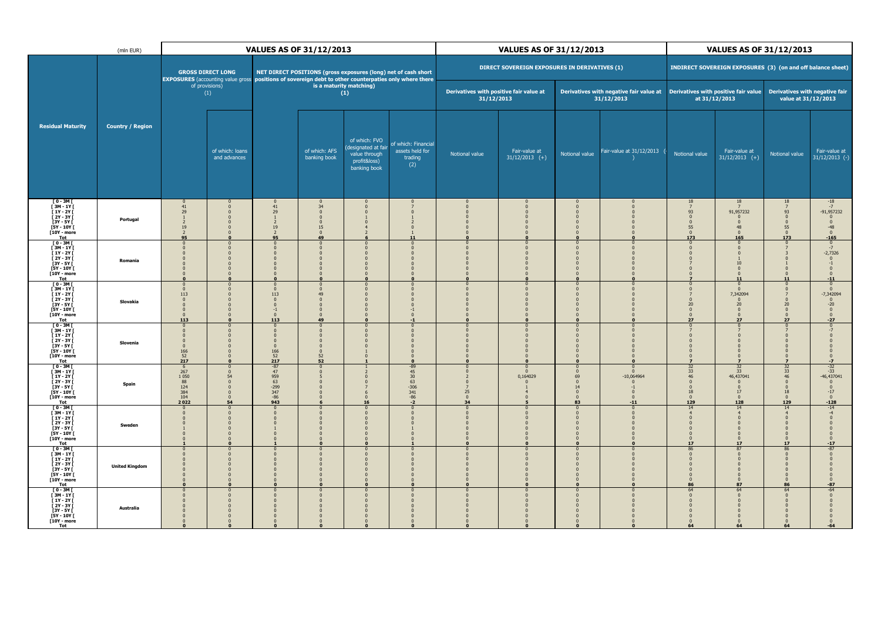| Residual Maturity | Country / Region | VALUES AS OF 31/12/2013 | | | | | | VALUES AS OF 31/12/2013 | | | | VALUES AS OF 31/12/2013 | | | |
|---|---|---|---|---|---|---|---|---|---|---|---|---|---|---|---|
| | (mln EUR) | GROSS DIRECT LONG EXPOSURES (accounting value gross of provisions) (1) | | NET DIRECT POSITIONS (gross exposures (long) net of cash short positions of sovereign debt to other counterpaties only where there is a maturity matching) (1) | | | | DIRECT SOVEREIGN EXPOSURES IN DERIVATIVES (1) | | | | INDIRECT SOVEREIGN EXPOSURES (3) (on and off balance sheet) | | | |
| | | | | | | | | Derivatives with positive fair value at 31/12/2013 | | Derivatives with negative fair value at 31/12/2013 | | Derivatives with positive fair value at 31/12/2013 | | Derivatives with negative fair value at 31/12/2013 | |
| | | | of which: loans and advances | | of which: AFS banking book | of which: FVO (designated at fair value through profit&loss) banking book | of which: Financial assets held for trading (2) | Notional value | Fair-value at 31/12/2013 (+) | Notional value | Fair-value at 31/12/2013 (-) | Notional value | Fair-value at 31/12/2013 (+) | Notional value | Fair-value at 31/12/2013 (-) |
| [ 0 - 3M [ | Portugal | 0 | 0 | 0 | 0 | 0 | 0 | 0 | 0 | 0 | 0 | 18 | 18 | 18 | -18 |
| [ 3M - 1Y [ | | 41 | 0 | 41 | 34 | 0 | 7 | 0 | 0 | 0 | 0 | 7 | 7 | 7 | 7 |
| [ 1Y - 2Y [ | | 29 | 0 | 29 | 0 | 0 | 0 | 0 | 0 | 0 | 0 | 93 | 91,957232 | 93 | -91,957232 |
| [ 2Y - 3Y [ | | 1 | 0 | 1 | 0 | 1 | 1 | 0 | 0 | 0 | 0 | 0 | 0 | 0 | 0 |
| [3Y - 5Y [ | | 2 | 0 | 2 | 0 | 0 | 2 | 0 | 0 | 0 | 0 | 0 | 0 | 0 | 0 |
| [5Y - 10Y [ | | 19 | 0 | 19 | 15 | 4 | 0 | 0 | 0 | 0 | 0 | 55 | 48 | 55 | -48 |
| [10Y - more | | 2 | 0 | 2 | 0 | 2 | 0 | 0 | 0 | 0 | 0 | 0 | 0 | 0 | 0 |
| Tot | | 95 | 0 | 95 | 49 | 6 | 11 | 0 | 0 | 0 | 0 | 173 | 165 | 173 | -165 |
| [ 0 - 3M [ | Romania | 0 | 0 | 0 | 0 | 0 | 0 | 0 | 0 | 0 | 0 | 0 | 0 | 0 | 0 |
| [ 3M - 1Y [ | | 0 | 0 | 0 | 0 | 0 | 0 | 0 | 0 | 0 | 0 | 0 | 0 | 7 | -7 |
| [ 1Y - 2Y [ | | 0 | 0 | 0 | 0 | 0 | 0 | 0 | 0 | 0 | 0 | 0 | 0 | 3 | -2,7326 |
| [ 2Y - 3Y [ | | 0 | 0 | 0 | 0 | 0 | 0 | 0 | 0 | 0 | 0 | 0 | 1 | 0 | 0 |
| [3Y - 5Y [ | | 0 | 0 | 0 | 0 | 0 | 0 | 0 | 0 | 0 | 0 | 7 | 10 | 1 | -1 |
| [5Y - 10Y [ | | 0 | 0 | 0 | 0 | 0 | 0 | 0 | 0 | 0 | 0 | 0 | 0 | 0 | 0 |
| [10Y - more | | 0 | 0 | 0 | 0 | 0 | 0 | 0 | 0 | 0 | 0 | 0 | 0 | 0 | 0 |
| Tot | | 0 | 0 | 0 | 0 | 0 | 0 | 0 | 0 | 0 | 0 | 7 | 11 | 11 | -11 |
| [ 0 - 3M [ | Slovakia | 0 | 0 | 0 | 0 | 0 | 0 | 0 | 0 | 0 | 0 | 0 | 0 | 0 | 0 |
| [ 3M - 1Y [ | | 0 | 0 | 0 | 0 | 0 | 0 | 0 | 0 | 0 | 0 | 0 | 0 | 0 | 0 |
| [ 1Y - 2Y [ | | 113 | 0 | 113 | 49 | 0 | 0 | 0 | 0 | 0 | 0 | 7 | 7,342094 | 7 | -7,342094 |
| [ 2Y - 3Y [ | | 0 | 0 | 0 | 0 | 0 | 0 | 0 | 0 | 0 | 0 | 0 | 0 | 0 | 0 |
| [3Y - 5Y [ | | 0 | 0 | 0 | 0 | 0 | 0 | 0 | 0 | 0 | 0 | 20 | 20 | 20 | -20 |
| [5Y - 10Y [ | | 0 | 0 | -1 | 0 | 0 | -1 | 0 | 0 | 0 | 0 | 0 | 0 | 0 | 0 |
| [10Y - more | | 0 | 0 | 0 | 0 | 0 | 0 | 0 | 0 | 0 | 0 | 0 | 0 | 0 | 0 |
| Tot | | 113 | 0 | 113 | 49 | 0 | -1 | 0 | 0 | 0 | 0 | 27 | 27 | 27 | -27 |
| [ 0 - 3M [ | Slovenia | 0 | 0 | 0 | 0 | 0 | 0 | 0 | 0 | 0 | 0 | 0 | 0 | 0 | 0 |
| [ 3M - 1Y [ | | 0 | 0 | 0 | 0 | 0 | 0 | 0 | 0 | 0 | 0 | 7 | 7 | 7 | -7 |
| [ 1Y - 2Y [ | | 0 | 0 | 0 | 0 | 0 | 0 | 0 | 0 | 0 | 0 | 0 | 0 | 0 | 0 |
| [ 2Y - 3Y [ | | 0 | 0 | 0 | 0 | 0 | 0 | 0 | 0 | 0 | 0 | 0 | 0 | 0 | 0 |
| [3Y - 5Y [ | | 0 | 0 | 0 | 0 | 0 | 0 | 0 | 0 | 0 | 0 | 0 | 0 | 0 | 0 |
| [5Y - 10Y [ | | 166 | 0 | 166 | 0 | 1 | 0 | 0 | 0 | 0 | 0 | 0 | 0 | 0 | 0 |
| [10Y - more | | 52 | 0 | 52 | 52 | 0 | 0 | 0 | 0 | 0 | 0 | 0 | 0 | 0 | 0 |
| Tot | | 217 | 0 | 217 | 52 | 1 | 0 | 0 | 0 | 0 | 0 | 7 | 7 | 7 | -7 |
| [ 0 - 3M [ | Spain | 6 | 0 | -87 | 0 | 1 | -89 | 0 | 0 | 0 | 0 | 32 | 32 | 32 | -32 |
| [ 3M - 1Y [ | | 267 | 0 | 47 | 0 | 2 | 45 | 0 | 0 | 0 | 0 | 33 | 33 | 33 | -33 |
| [ 1Y - 2Y [ | | 1 050 | 54 | 959 | 5 | 0 | 30 | 2 | 0,164029 | 69 | -10,064964 | 46 | 46,437041 | 46 | -46,437041 |
| [ 2Y - 3Y [ | | 88 | 0 | 63 | 0 | 0 | 63 | 0 | 0 | 0 | 0 | 0 | 0 | 0 | 0 |
| [3Y - 5Y [ | | 124 | 0 | -299 | 0 | 7 | -306 | 7 | 1 | 14 | -1 | 0 | 0 | 0 | 0 |
| [5Y - 10Y [ | | 384 | 0 | 347 | 0 | 6 | 341 | 25 | 4 | 0 | 0 | 18 | 17 | 18 | -17 |
| [10Y - more | | 104 | 0 | -86 | 0 | 0 | -86 | 0 | 0 | 0 | 0 | 0 | 0 | 0 | 0 |
| Tot | | 2 022 | 54 | 943 | 6 | 16 | -2 | 34 | 5 | 83 | -11 | 129 | 128 | 129 | -128 |
| [ 0 - 3M [ | Sweden | 0 | 0 | 0 | 0 | 0 | 0 | 0 | 0 | 0 | 0 | 14 | 14 | 14 | -14 |
| [ 3M - 1Y [ | | 0 | 0 | 0 | 0 | 0 | 0 | 0 | 0 | 0 | 0 | 4 | 4 | 4 | -4 |
| [ 1Y - 2Y [ | | 0 | 0 | 0 | 0 | 0 | 0 | 0 | 0 | 0 | 0 | 0 | 0 | 0 | 0 |
| [ 2Y - 3Y [ | | 0 | 0 | 0 | 0 | 0 | 0 | 0 | 0 | 0 | 0 | 0 | 0 | 0 | 0 |
| [3Y - 5Y [ | | 1 | 0 | 1 | 0 | 0 | 1 | 0 | 0 | 0 | 0 | 0 | 0 | 0 | 0 |
| [5Y - 10Y [ | | 0 | 0 | 0 | 0 | 0 | 0 | 0 | 0 | 0 | 0 | 0 | 0 | 0 | 0 |
| [10Y - more | | 0 | 0 | 0 | 0 | 0 | 0 | 0 | 0 | 0 | 0 | 0 | 0 | 0 | 0 |
| Tot | | 1 | 0 | 1 | 0 | 0 | 1 | 0 | 0 | 0 | 0 | 17 | 17 | 17 | -17 |
| [ 0 - 3M [ | United Kingdom | 0 | 0 | 0 | 0 | 0 | 0 | 0 | 0 | 0 | 0 | 86 | 87 | 86 | -87 |
| [ 3M - 1Y [ | | 0 | 0 | 0 | 0 | 0 | 0 | 0 | 0 | 0 | 0 | 0 | 0 | 0 | 0 |
| [ 1Y - 2Y [ | | 0 | 0 | 0 | 0 | 0 | 0 | 0 | 0 | 0 | 0 | 0 | 0 | 0 | 0 |
| [ 2Y - 3Y [ | | 0 | 0 | 0 | 0 | 0 | 0 | 0 | 0 | 0 | 0 | 0 | 0 | 0 | 0 |
| [3Y - 5Y [ | | 0 | 0 | 0 | 0 | 0 | 0 | 0 | 0 | 0 | 0 | 0 | 0 | 0 | 0 |
| [5Y - 10Y [ | | 0 | 0 | 0 | 0 | 0 | 0 | 0 | 0 | 0 | 0 | 0 | 0 | 0 | 0 |
| [10Y - more | | 0 | 0 | 0 | 0 | 0 | 0 | 0 | 0 | 0 | 0 | 0 | 0 | 0 | 0 |
| Tot | | 0 | 0 | 0 | 0 | 0 | 0 | 0 | 0 | 0 | 0 | 86 | 87 | 86 | -87 |
| [ 0 - 3M [ | Australia | 0 | 0 | 0 | 0 | 0 | 0 | 0 | 0 | 0 | 0 | 64 | 64 | 64 | -64 |
| [ 3M - 1Y [ | | 0 | 0 | 0 | 0 | 0 | 0 | 0 | 0 | 0 | 0 | 0 | 0 | 0 | 0 |
| [ 1Y - 2Y [ | | 0 | 0 | 0 | 0 | 0 | 0 | 0 | 0 | 0 | 0 | 0 | 0 | 0 | 0 |
| [ 2Y - 3Y [ | | 0 | 0 | 0 | 0 | 0 | 0 | 0 | 0 | 0 | 0 | 0 | 0 | 0 | 0 |
| [3Y - 5Y [ | | 0 | 0 | 0 | 0 | 0 | 0 | 0 | 0 | 0 | 0 | 0 | 0 | 0 | 0 |
| [5Y - 10Y [ | | 0 | 0 | 0 | 0 | 0 | 0 | 0 | 0 | 0 | 0 | 0 | 0 | 0 | 0 |
| [10Y - more | | 0 | 0 | 0 | 0 | 0 | 0 | 0 | 0 | 0 | 0 | 0 | 0 | 0 | 0 |
| Tot | | 0 | 0 | 0 | 0 | 0 | 0 | 0 | 0 | 0 | 0 | 64 | 64 | 64 | -64 |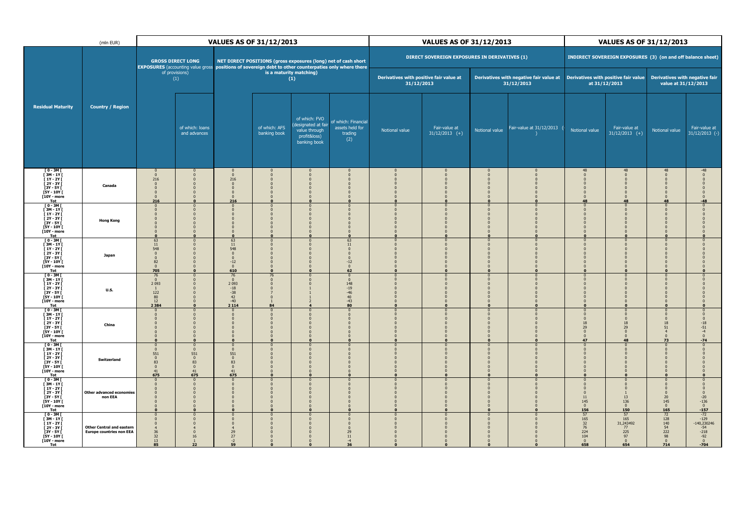| Residual Maturity | Country / Region | GROSS DIRECT LONG EXPOSURES (accounting value gross of provisions) (1) | | NET DIRECT POSITIONS (gross exposures (long) net of cash short positions of sovereign debt to other counterpaties only where there is a maturity matching) (1) | | | | DIRECT SOVEREIGN EXPOSURES IN DERIVATIVES (1) | | | | INDIRECT SOVEREIGN EXPOSURES (3) (on and off balance sheet) | | | |
|---|---|---|---|---|---|---|---|---|---|---|---|---|---|---|---|
| | | | | | | | | Derivatives with positive fair value at 31/12/2013 | | Derivatives with negative fair value at 31/12/2013 | | Derivatives with positive fair value at 31/12/2013 | | Derivatives with negative fair value at 31/12/2013 | |
| (mln EUR) | | VALUES AS OF 31/12/2013 | of which: loans and advances | VALUES AS OF 31/12/2013 | of which: AFS banking book | of which: FVO (designated at fair value through profit&loss) banking book | of which: Financial assets held for trading (2) | Notional value | Fair-value at 31/12/2013 (+) | Notional value | Fair-value at 31/12/2013 (-) | Notional value | Fair-value at 31/12/2013 (+) | Notional value | Fair-value at 31/12/2013 (-) |
| [ 0 - 3M [ | Canada | 0 | 0 | 0 | 0 | 0 | 0 | 0 | 0 | 0 | 0 | 48 | 48 | 48 | -48 |
| [ 3M - 1Y [ | | 0 | 0 | 0 | 0 | 0 | 0 | 0 | 0 | 0 | 0 | 0 | 0 | 0 | 0 |
| [ 1Y - 2Y [ | | 216 | 0 | 216 | 0 | 0 | 0 | 0 | 0 | 0 | 0 | 0 | 0 | 0 | 0 |
| [ 2Y - 3Y [ | | 0 | 0 | 0 | 0 | 0 | 0 | 0 | 0 | 0 | 0 | 0 | 0 | 0 | 0 |
| [3Y - 5Y [ | | 0 | 0 | 0 | 0 | 0 | 0 | 0 | 0 | 0 | 0 | 0 | 0 | 0 | 0 |
| [5Y - 10Y [ | | 0 | 0 | 0 | 0 | 0 | 0 | 0 | 0 | 0 | 0 | 0 | 0 | 0 | 0 |
| [10Y - more | | 0 | 0 | 0 | 0 | 0 | 0 | 0 | 0 | 0 | 0 | 0 | 0 | 0 | 0 |
| **Tot** | | **216** | **0** | **216** | **0** | **0** | **0** | **0** | **0** | **0** | **0** | **48** | **48** | **48** | **-48** |
| [ 0 - 3M [ | Hong Kong | 0 | 0 | 0 | 0 | 0 | 0 | 0 | 0 | 0 | 0 | 0 | 0 | 0 | 0 |
| [ 3M - 1Y [ | | 0 | 0 | 0 | 0 | 0 | 0 | 0 | 0 | 0 | 0 | 0 | 0 | 0 | 0 |
| [ 1Y - 2Y [ | | 0 | 0 | 0 | 0 | 0 | 0 | 0 | 0 | 0 | 0 | 0 | 0 | 0 | 0 |
| [ 2Y - 3Y [ | | 0 | 0 | 0 | 0 | 0 | 0 | 0 | 0 | 0 | 0 | 0 | 0 | 0 | 0 |
| [3Y - 5Y [ | | 0 | 0 | 0 | 0 | 0 | 0 | 0 | 0 | 0 | 0 | 0 | 0 | 0 | 0 |
| [5Y - 10Y [ | | 0 | 0 | 0 | 0 | 0 | 0 | 0 | 0 | 0 | 0 | 0 | 0 | 0 | 0 |
| [10Y - more | | 0 | 0 | 0 | 0 | 0 | 0 | 0 | 0 | 0 | 0 | 0 | 0 | 0 | 0 |
| **Tot** | | **0** | **0** | **0** | **0** | **0** | **0** | **0** | **0** | **0** | **0** | **0** | **0** | **0** | **0** |
| [ 0 - 3M [ | Japan | 63 | 0 | 63 | 0 | 0 | 63 | 0 | 0 | 0 | 0 | 0 | 0 | 0 | 0 |
| [ 3M - 1Y [ | | 11 | 0 | 11 | 0 | 0 | 11 | 0 | 0 | 0 | 0 | 0 | 0 | 0 | 0 |
| [ 1Y - 2Y [ | | 548 | 0 | 548 | 0 | 0 | 0 | 0 | 0 | 0 | 0 | 0 | 0 | 0 | 0 |
| [ 2Y - 3Y [ | | 0 | 0 | 0 | 0 | 0 | 0 | 0 | 0 | 0 | 0 | 0 | 0 | 0 | 0 |
| [3Y - 5Y [ | | 0 | 0 | 0 | 0 | 0 | 0 | 0 | 0 | 0 | 0 | 0 | 0 | 0 | 0 |
| [5Y - 10Y [ | | 82 | 0 | -12 | 0 | 0 | -12 | 0 | 0 | 0 | 0 | 0 | 0 | 0 | 0 |
| [10Y - more | | 0 | 0 | 0 | 0 | 0 | 0 | 0 | 0 | 0 | 0 | 0 | 0 | 0 | 0 |
| **Tot** | | **705** | **0** | **610** | **0** | **0** | **62** | **0** | **0** | **0** | **0** | **0** | **0** | **0** | **0** |
| [ 0 - 3M [ | U.S. | 76 | 0 | 76 | 76 | 0 | 0 | 0 | 0 | 0 | 0 | 0 | 0 | 0 | 0 |
| [ 3M - 1Y [ | | 0 | 0 | 0 | 0 | 0 | 0 | 0 | 0 | 0 | 0 | 0 | 0 | 0 | 0 |
| [ 1Y - 2Y [ | | 2 093 | 0 | 2 093 | 0 | 0 | 148 | 0 | 0 | 0 | 0 | 0 | 0 | 0 | 0 |
| [ 2Y - 3Y [ | | 1 | 0 | -18 | 0 | 1 | -19 | 0 | 0 | 0 | 0 | 0 | 0 | 0 | 0 |
| [3Y - 5Y [ | | 122 | 0 | -38 | 7 | 1 | -46 | 0 | 0 | 0 | 0 | 0 | 0 | 0 | 0 |
| [5Y - 10Y [ | | 80 | 0 | 42 | 0 | 1 | 40 | 0 | 0 | 0 | 0 | 0 | 0 | 0 | 0 |
| [10Y - more | | 12 | 0 | -40 | 1 | 2 | -43 | 0 | 0 | 0 | 0 | 0 | 0 | 0 | 0 |
| **Tot** | | **2 384** | **0** | **2 114** | **84** | **4** | **80** | **0** | **0** | **0** | **0** | **0** | **0** | **0** | **0** |
| [ 0 - 3M [ | China | 0 | 0 | 0 | 0 | 0 | 0 | 0 | 0 | 0 | 0 | 0 | 0 | 0 | 0 |
| [ 3M - 1Y [ | | 0 | 0 | 0 | 0 | 0 | 0 | 0 | 0 | 0 | 0 | 0 | 0 | 0 | 0 |
| [ 1Y - 2Y [ | | 0 | 0 | 0 | 0 | 0 | 0 | 0 | 0 | 0 | 0 | 0 | 0 | 0 | 0 |
| [ 2Y - 3Y [ | | 0 | 0 | 0 | 0 | 0 | 0 | 0 | 0 | 0 | 0 | 18 | 18 | 18 | -18 |
| [3Y - 5Y [ | | 0 | 0 | 0 | 0 | 0 | 0 | 0 | 0 | 0 | 0 | 29 | 29 | 51 | -51 |
| [5Y - 10Y [ | | 0 | 0 | 0 | 0 | 0 | 0 | 0 | 0 | 0 | 0 | 0 | 0 | 4 | -4 |
| [10Y - more | | 0 | 0 | 0 | 0 | 0 | 0 | 0 | 0 | 0 | 0 | 0 | 0 | 0 | 0 |
| **Tot** | | **0** | **0** | **0** | **0** | **0** | **0** | **0** | **0** | **0** | **0** | **47** | **48** | **73** | **-74** |
| [ 0 - 3M [ | Switzerland | 0 | 0 | 0 | 0 | 0 | 0 | 0 | 0 | 0 | 0 | 0 | 0 | 0 | 0 |
| [ 3M - 1Y [ | | 0 | 0 | 0 | 0 | 0 | 0 | 0 | 0 | 0 | 0 | 0 | 0 | 0 | 0 |
| [ 1Y - 2Y [ | | 551 | 551 | 551 | 0 | 0 | 0 | 0 | 0 | 0 | 0 | 0 | 0 | 0 | 0 |
| [ 2Y - 3Y [ | | 0 | 0 | 0 | 0 | 0 | 0 | 0 | 0 | 0 | 0 | 0 | 0 | 0 | 0 |
| [3Y - 5Y [ | | 83 | 83 | 83 | 0 | 0 | 0 | 0 | 0 | 0 | 0 | 0 | 0 | 0 | 0 |
| [5Y - 10Y [ | | 0 | 0 | 0 | 0 | 0 | 0 | 0 | 0 | 0 | 0 | 0 | 0 | 0 | 0 |
| [10Y - more | | 41 | 41 | 41 | 0 | 0 | 0 | 0 | 0 | 0 | 0 | 0 | 0 | 0 | 0 |
| **Tot** | | **675** | **675** | **675** | **0** | **0** | **0** | **0** | **0** | **0** | **0** | **0** | **0** | **0** | **0** |
| [ 0 - 3M [ | Other advanced economies non EEA | 0 | 0 | 0 | 0 | 0 | 0 | 0 | 0 | 0 | 0 | 0 | 0 | 0 | 0 |
| [ 3M - 1Y [ | | 0 | 0 | 0 | 0 | 0 | 0 | 0 | 0 | 0 | 0 | 0 | 0 | 0 | 0 |
| [ 1Y - 2Y [ | | 0 | 0 | 0 | 0 | 0 | 0 | 0 | 0 | 0 | 0 | 0 | 0 | 0 | 0 |
| [ 2Y - 3Y [ | | 0 | 0 | 0 | 0 | 0 | 0 | 0 | 0 | 0 | 0 | 0 | 1 | 0 | 0 |
| [3Y - 5Y [ | | 0 | 0 | 0 | 0 | 0 | 0 | 0 | 0 | 0 | 0 | 11 | 13 | 20 | -20 |
| [5Y - 10Y [ | | 0 | 0 | 0 | 0 | 0 | 0 | 0 | 0 | 0 | 0 | 145 | 136 | 145 | -136 |
| [10Y - more | | 0 | 0 | 0 | 0 | 0 | 0 | 0 | 0 | 0 | 0 | 0 | 0 | 0 | 0 |
| **Tot** | | **0** | **0** | **0** | **0** | **0** | **0** | **0** | **0** | **0** | **0** | **156** | **150** | **165** | **-157** |
| [ 0 - 3M [ | Other Central and eastern Europe countries non EEA | 0 | 0 | 0 | 0 | 0 | 0 | 0 | 0 | 0 | 0 | 57 | 57 | 72 | -72 |
| [ 3M - 1Y [ | | 0 | 0 | 0 | 0 | 0 | 0 | 0 | 0 | 0 | 0 | 165 | 165 | 128 | -129 |
| [ 1Y - 2Y [ | | 0 | 0 | 0 | 0 | 0 | 0 | 0 | 0 | 0 | 0 | 32 | 31,243492 | 140 | -140,230246 |
| [ 2Y - 3Y [ | | 4 | 4 | 4 | 0 | 0 | 0 | 0 | 0 | 0 | 0 | 76 | 77 | 54 | -54 |
| [3Y - 5Y [ | | 36 | 0 | 29 | 0 | 0 | 29 | 0 | 0 | 0 | 0 | 224 | 225 | 222 | -218 |
| [5Y - 10Y [ | | 32 | 16 | 27 | 0 | 0 | 11 | 0 | 0 | 0 | 0 | 104 | 97 | 98 | -92 |
| [10Y - more | | 13 | 1 | -2 | 0 | 0 | -4 | 0 | 0 | 0 | 0 | 0 | 0 | 0 | 0 |
| **Tot** | | **85** | **22** | **59** | **0** | **0** | **36** | **0** | **0** | **0** | **0** | **658** | **654** | **714** | **-704** |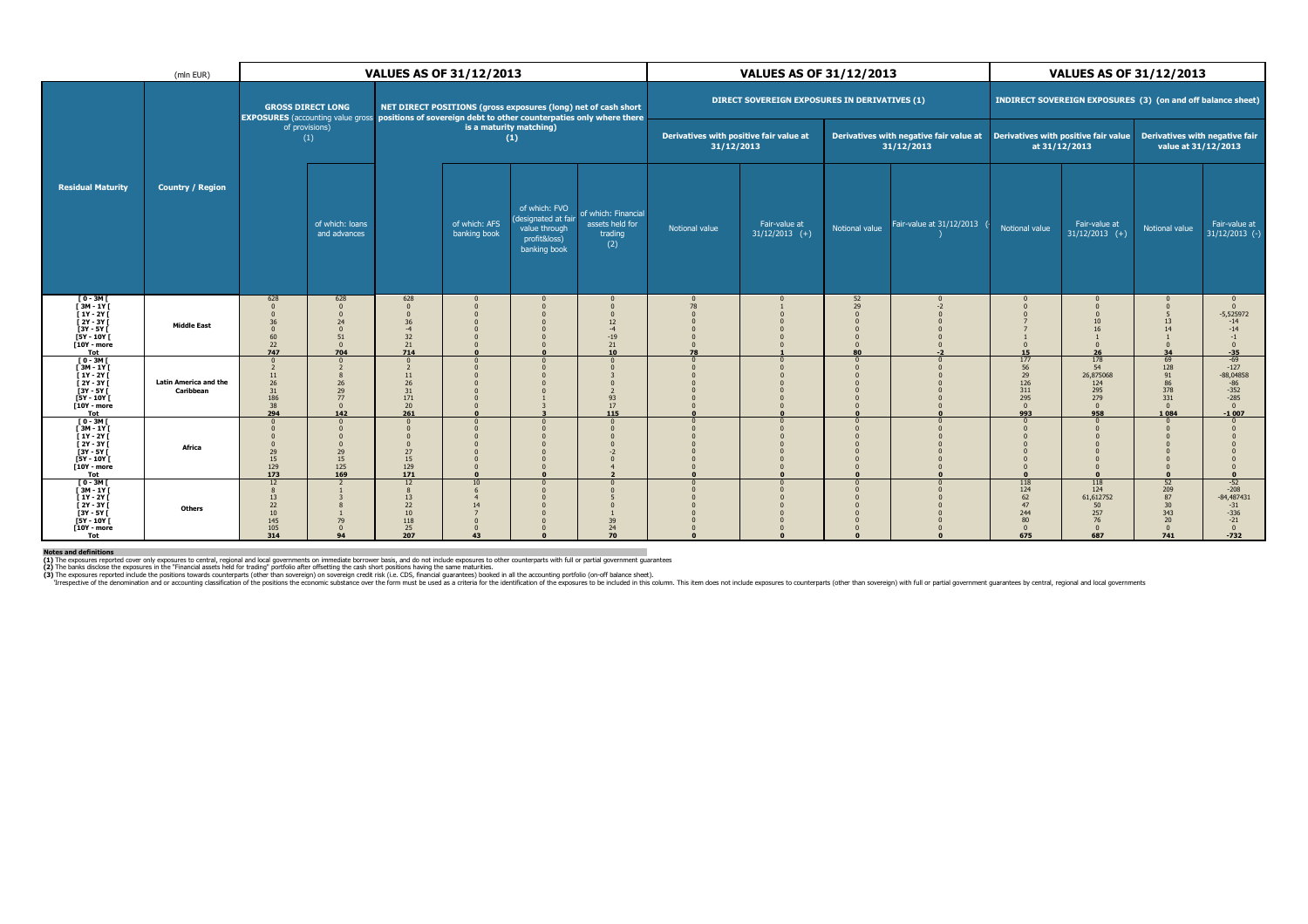| Residual Maturity | Country / Region | VALUES AS OF 31/12/2013 | | | | | | VALUES AS OF 31/12/2013 | | | | VALUES AS OF 31/12/2013 | | | |
|---|---|---|---|---|---|---|---|---|---|---|---|---|---|---|---|
| | (mln EUR) | GROSS DIRECT LONG EXPOSURES (accounting value gross of provisions) (1) | | NET DIRECT POSITIONS (gross exposures (long) net of cash short positions of sovereign debt to other counterparties only where there is a maturity matching) (1) | | | | DIRECT SOVEREIGN EXPOSURES IN DERIVATIVES (1) | | | | INDIRECT SOVEREIGN EXPOSURES (3) (on and off balance sheet) | | | |
| | | | | | | | | Derivatives with positive fair value at 31/12/2013 | | Derivatives with negative fair value at 31/12/2013 | | Derivatives with positive fair value at 31/12/2013 | | Derivatives with negative fair value at 31/12/2013 | |
| | | | of which: loans and advances | | of which: AFS banking book | of which: FVO (designated at fair value through profit&loss) banking book | of which: Financial assets held for trading (2) | Notional value | Fair-value at 31/12/2013 (+) | Notional value | Fair-value at 31/12/2013 (-) | Notional value | Fair-value at 31/12/2013 (+) | Notional value | Fair-value at 31/12/2013 (-) |
| [ 0 - 3M [ | Middle East | 628 | 628 | 628 | 0 | 0 | 0 | 0 | 0 | 52 | 0 | 0 | 0 | 0 | 0 |
| [ 3M - 1Y [ | | 0 | 0 | 0 | 0 | 0 | 0 | 78 | 1 | 29 | -2 | 0 | 0 | 0 | 0 |
| [ 1Y - 2Y [ | | 0 | 0 | 0 | 0 | 0 | 0 | 0 | 0 | 0 | 0 | 0 | 0 | 5 | -5,525972 |
| [ 2Y - 3Y [ | | 36 | 24 | 36 | 0 | 0 | 12 | 0 | 0 | 0 | 0 | 7 | 10 | 13 | -14 |
| [3Y - 5Y [ | | 0 | 0 | -4 | 0 | 0 | -4 | 0 | 0 | 0 | 0 | 7 | 16 | 14 | -14 |
| [5Y - 10Y [ | | 60 | 51 | 32 | 0 | 0 | -19 | 0 | 0 | 0 | 0 | 1 | 1 | 1 | -1 |
| [10Y - more | | 22 | 0 | 21 | 0 | 0 | 21 | 0 | 0 | 0 | 0 | 0 | 0 | 0 | 0 |
| **Tot** | | **747** | **704** | **714** | **0** | **0** | **10** | **78** | **1** | **80** | **-2** | **15** | **26** | **34** | **-35** |
| [ 0 - 3M [ | Latin America and the Caribbean | 0 | 0 | 0 | 0 | 0 | 0 | 0 | 0 | 0 | 0 | 177 | 178 | 69 | -69 |
| [ 3M - 1Y [ | | 2 | 2 | 2 | 0 | 0 | 0 | 0 | 0 | 0 | 0 | 56 | 54 | 128 | -127 |
| [ 1Y - 2Y [ | | 11 | 8 | 11 | 0 | 0 | 3 | 0 | 0 | 0 | 0 | 29 | 26,875068 | 91 | -88,04858 |
| [ 2Y - 3Y [ | | 26 | 26 | 26 | 0 | 0 | 0 | 0 | 0 | 0 | 0 | 126 | 124 | 86 | -86 |
| [3Y - 5Y [ | | 31 | 29 | 31 | 0 | 0 | 2 | 0 | 0 | 0 | 0 | 311 | 295 | 378 | -352 |
| [5Y - 10Y [ | | 186 | 77 | 171 | 0 | 1 | 93 | 0 | 0 | 0 | 0 | 295 | 279 | 331 | -285 |
| [10Y - more | | 38 | 0 | 20 | 0 | 3 | 17 | 0 | 0 | 0 | 0 | 0 | 0 | 0 | 0 |
| **Tot** | | **294** | **142** | **261** | **0** | **3** | **115** | **0** | **0** | **0** | **0** | **993** | **958** | **1 084** | **-1 007** |
| [ 0 - 3M [ | Africa | 0 | 0 | 0 | 0 | 0 | 0 | 0 | 0 | 0 | 0 | 0 | 0 | 0 | 0 |
| [ 3M - 1Y [ | | 0 | 0 | 0 | 0 | 0 | 0 | 0 | 0 | 0 | 0 | 0 | 0 | 0 | 0 |
| [ 1Y - 2Y [ | | 0 | 0 | 0 | 0 | 0 | 0 | 0 | 0 | 0 | 0 | 0 | 0 | 0 | 0 |
| [ 2Y - 3Y [ | | 0 | 0 | 0 | 0 | 0 | 0 | 0 | 0 | 0 | 0 | 0 | 0 | 0 | 0 |
| [3Y - 5Y [ | | 29 | 29 | 27 | 0 | 0 | -2 | 0 | 0 | 0 | 0 | 0 | 0 | 0 | 0 |
| [5Y - 10Y [ | | 15 | 15 | 15 | 0 | 0 | 0 | 0 | 0 | 0 | 0 | 0 | 0 | 0 | 0 |
| [10Y - more | | 129 | 125 | 129 | 0 | 0 | 4 | 0 | 0 | 0 | 0 | 0 | 0 | 0 | 0 |
| **Tot** | | **173** | **169** | **171** | **0** | **0** | **2** | **0** | **0** | **0** | **0** | **0** | **0** | **0** | **0** |
| [ 0 - 3M [ | Others | 12 | 2 | 12 | 10 | 0 | 0 | 0 | 0 | 0 | 0 | 118 | 118 | 52 | -52 |
| [ 3M - 1Y [ | | 8 | 1 | 8 | 6 | 0 | 0 | 0 | 0 | 0 | 0 | 124 | 124 | 209 | -208 |
| [ 1Y - 2Y [ | | 13 | 3 | 13 | 4 | 0 | 5 | 0 | 0 | 0 | 0 | 62 | 61,612752 | 87 | -84,487431 |
| [ 2Y - 3Y [ | | 22 | 8 | 22 | 14 | 0 | 0 | 0 | 0 | 0 | 0 | 47 | 50 | 30 | -31 |
| [3Y - 5Y [ | | 10 | 1 | 10 | 7 | 0 | 1 | 0 | 0 | 0 | 0 | 244 | 257 | 343 | -336 |
| [5Y - 10Y [ | | 145 | 79 | 118 | 0 | 0 | 39 | 0 | 0 | 0 | 0 | 80 | 76 | 20 | -21 |
| [10Y - more | | 105 | 0 | 25 | 0 | 0 | 24 | 0 | 0 | 0 | 0 | 0 | 0 | 0 | 0 |
| **Tot** | | **314** | **94** | **207** | **43** | **0** | **70** | **0** | **0** | **0** | **0** | **675** | **687** | **741** | **-732** |

**Notes and definitions**

**(1)** The exposures reported cover only exposures to central, regional and local governments on immediate borrower basis, and do not include exposures to other counterparts with full or partial government guarantees

**(2)** The banks disclose the exposures in the "Financial assets held for trading" portfolio after offsetting the cash short positions having the same maturities.

**(3)** The exposures reported include the positions towards counterparts (other than sovereign) on sovereign credit risk (i.e. CDS, financial guarantees) booked in all the accounting portfolio (on-off balance sheet).

Irrespective of the denomination and or accounting classification of the positions the economic substance over the form must be used as a criteria for the identification of the exposures to be included in this column. This item does not include exposures to counterparts (other than sovereign) with full or partial government guarantees by central, regional and local governments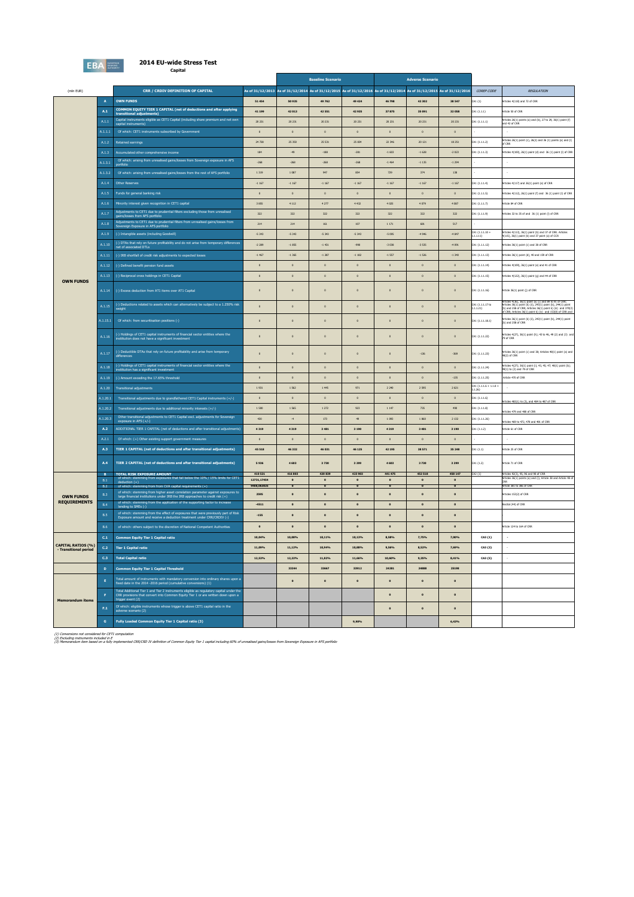# 2014 EU-wide Stress Test

**Capital**

| | | | | Baseline Scenario | | | Adverse Scenario | | | |
|---|---|---|---|---|---|---|---|---|---|---|
| (mln EUR) | | CRR / CRDIV DEFINITION OF CAPITAL | As of 31/12/2013 | As of 31/12/2014 | As of 31/12/2015 | As of 31/12/2016 | As of 31/12/2014 | As of 31/12/2015 | As of 31/12/2016 | COREP CODE | REGULATION |
| OWN FUNDS | A | **OWN FUNDS** | 51 454 | 50 935 | 49 762 | 49 424 | 46 798 | 42 302 | 38 547 | CA1 (1) | Articles 4(118) and 72 of CRR |
| | A.1 | **COMMON EQUITY TIER 1 CAPITAL (net of deductions and after applying transitional adjustments)** | 41 199 | 42 013 | 42 551 | 42 935 | 37 875 | 35 091 | 32 058 | CA1 (1.1.1) | Article 50 of CRR |
| | A.1.1 | Capital instruments eligible as CET1 Capital (including share premium and net own capital instruments) | 20 231 | 20 231 | 20 231 | 20 231 | 20 231 | 20 231 | 20 231 | CA1 (1.1.1.1) | Articles 26(1) points (a) and (b), 27 to 29, 36(1) point (f) and 42 of CRR |
| | A.1.1.1 | Of which: CET1 instruments subscribed by Government | 0 | 0 | 0 | 0 | 0 | 0 | 0 | - | - |
| | A.1.2 | Retained earnings | 24 728 | 25 350 | 25 531 | 25 834 | 22 346 | 20 121 | 18 251 | CA1 (1.1.1.2) | Articles 26(1) point (c), 26(2) and 36 (1) points (a) and (l) of CRR |
| | A.1.3 | Accumulated other comprehensive income | 184 | -49 | -288 | -281 | -1 603 | -1 628 | -2 023 | CA1 (1.1.1.3) | Articles 4(100), 26(1) point (d) and 36 (1) point (l) of CRR |
| | A.1.3.1 | Of which: arising from unrealised gains/losses from Sovereign exposure in AFS portfolio | -268 | -268 | -268 | -268 | -1 464 | -1 135 | -1 294 | - | - |
| | A.1.3.2 | Of which: arising from unrealised gains/losses from the rest of AFS portfolio | 1 319 | 1 087 | 947 | 954 | 729 | 374 | 138 | - | - |
| | A.1.4 | Other Reserves | -1 167 | -1 167 | -1 167 | -1 167 | -1 167 | -1 167 | -1 167 | CA1 (1.1.1.4) | Articles 4(117) and 26(1) point (e) of CRR |
| | A.1.5 | Funds for general banking risk | 0 | 0 | 0 | 0 | 0 | 0 | 0 | CA1 (1.1.1.5) | Articles 4(112), 26(1) point (f) and 36 (1) point (l) of CRR |
| | A.1.6 | Minority interest given recognition in CET1 capital | 3 855 | 4 112 | 4 277 | 4 432 | 4 025 | 4 079 | 4 087 | CA1 (1.1.1.7) | Article 84 of CRR |
| | A.1.7 | Adjustments to CET1 due to prudential filters excluding those from unrealised gains/losses from AFS portfolio | 322 | 322 | 322 | 322 | 322 | 322 | 322 | CA1 (1.1.1.9) | Articles 32 to 35 of and 36 (1) point (l) of CRR |
| | A.1.8 | Adjustments to CET1 due to prudential filters from unrealised gains/losses from Sovereign Exposure in AFS portfolio | 214 | 214 | 161 | 107 | 1 171 | 681 | 517 | - | |
| | A.1.9 | (-) Intangible assets (including Goodwill) | -5 343 | -5 343 | -5 343 | -5 343 | -5 085 | -4 946 | -4 847 | CA1 (1.1.1.10 + 1.1.1.11) | Articles 4(113), 36(1) point (b) and 37 of CRR. Articles 4(115), 36(1) point (b) and 37 point (a) of CCR |
| | A.1.10 | (-) DTAs that rely on future profitability and do not arise from temporary differences net of associated DTLs | -2 289 | -1 655 | -1 431 | -998 | -3 038 | -3 535 | -4 091 | CA1 (1.1.1.12) | Articles 36(1) point (c) and 38 of CRR |
| | A.1.11 | (-) IRB shortfall of credit risk adjustments to expected losses | -1 467 | -1 365 | -1 287 | -1 182 | -1 557 | -1 536 | -1 345 | CA1 (1.1.1.13) | Articles 36(1) point (d), 40 and 159 of CRR |
| | A.1.12 | (-) Defined benefit pension fund assets | 0 | 0 | 0 | 0 | 0 | 0 | 0 | CA1 (1.1.1.14) | Articles 4(109), 36(1) point (e) and 41 of CRR |
| | A.1.13 | (-) Reciprocal cross holdings in CET1 Capital | 0 | 0 | 0 | 0 | 0 | 0 | 0 | CA1 (1.1.1.15) | Articles 4(122), 36(1) point (g) and 44 of CRR |
| | A.1.14 | (-) Excess deduction from AT1 items over AT1 Capital | 0 | 0 | 0 | 0 | 0 | 0 | 0 | CA1 (1.1.1.16) | Article 36(1) point (j) of CRR |
| | A.1.15 | (-) Deductions related to assets which can alternatively be subject to a 1.250% risk weight | 0 | 0 | 0 | 0 | 0 | 0 | 0 | CA1 (1.1.1.17 to 1.1.1.21) | Articles 4(36), 36(1) point (k) (i) and 89 to 91 of CRR; Articles 36(1) point (k) (ii), 243(1) point (b), 244(1) point (b) and 258 of CRR; Articles 36(1) point k) (iii) and 379(3) of CRR; Articles 36(1) point k) (iv) and 153(8) of CRR and |
| | A.1.15.1 | Of which: from securitisation positions (-) | 0 | 0 | 0 | 0 | 0 | 0 | 0 | CA1 (1.1.1.18.1) | Articles 36(1) point (k) (ii), 243(1) point (b), 244(1) point (b) and 258 of CRR |
| | A.1.16 | (-) Holdings of CET1 capital instruments of financial sector entities where the institution does not have a significant investment | 0 | 0 | 0 | 0 | 0 | 0 | 0 | CA1 (1.1.1.22) | Articles 4(27), 36(1) point (h); 43 to 46, 49 (2) and (3) and 79 of CRR |
| | A.1.17 | (-) Deductible DTAs that rely on future profitability and arise from temporary differences | 0 | 0 | 0 | 0 | 0 | -126 | -269 | CA1 (1.1.1.23) | Articles 36(1) point (c) and 38; Articles 48(1) point (a) and 48(2) of CRR |
| | A.1.18 | (-) Holdings of CET1 capital instruments of financial sector entities where the institution has a significant investment | 0 | 0 | 0 | 0 | 0 | 0 | 0 | CA1 (1.1.1.24) | Articles 4(27); 36(1) point (i); 43, 45; 47; 48(1) point (b); 49(1) to (3) and 79 of CRR |
| | A.1.19 | (-) Amount exceding the 17.65% threshold | 0 | 0 | 0 | 0 | 0 | 0 | -175 | CA1 (1.1.1.25) | Article 470 of CRR |
| | A.1.20 | Transitional adjustments | 1 931 | 1 562 | 1 445 | 971 | 2 240 | 2 595 | 2 621 | CA1 (1.1.1.6 + 1.1.1.8 + 1.1.1.26) | - |
| | A.1.20.1 | Transitional adjustments due to grandfathered CET1 Capital instruments (+/-) | 0 | 0 | 0 | 0 | 0 | 0 | 0 | CA1 (1.1.1.6) | Articles 483(1) to (3), and 484 to 487 of CRR |
| | A.1.20.2 | Transitional adjustments due to additional minority interests (+/-) | 1 500 | 1 565 | 1 272 | 923 | 1 147 | 735 | 490 | CA1 (1.1.1.8) | Articles 479 and 480 of CRR |
| | A.1.20.3 | Other transitional adjustments to CET1 Capital excl. adjustments for Sovereign exposure in AFS (+/-) | 430 | -4 | 173 | 48 | 1 093 | 1 860 | 2 132 | CA1 (1.1.1.26) | Articles 469 to 472, 478 and 481 of CRR |
| | A.2 | ADDITIONAL TIER 1 CAPITAL (net of deductions and after transitional adjustments) | 4 319 | 4 319 | 3 481 | 3 190 | 4 319 | 3 481 | 3 190 | CA1 (1.1.2) | Article 61 of CRR |
| | A.2.1 | Of which: (+) Other existing support government measures | 0 | 0 | 0 | 0 | 0 | 0 | 0 | - | - |
| | A.3 | **TIER 1 CAPITAL (net of deductions and after transitional adjustments)** | 45 518 | 46 332 | 46 031 | 46 125 | 42 195 | 38 571 | 35 248 | CA1 (1.1) | Article 25 of CRR |
| | A.4 | **TIER 2 CAPITAL (net of deductions and after transitional adjustments)** | 5 936 | 4 603 | 3 730 | 3 299 | 4 603 | 3 730 | 3 299 | CA1 (1.2) | Article 71 of CRR |
| OWN FUNDS REQUIREMENTS | B | **TOTAL RISK EXPOSURE AMOUNT** | 410 521 | 416 003 | 420 839 | 423 903 | 441 475 | 452 518 | 458 147 | CA2 (1) | Articles 92(3), 95, 96 and 98 of CRR |
| | B.1 | of which: stemming from exposures that fall below the 10% / 15% limits for CET1 deduction (+) | 12731,17454 | 0 | 0 | 0 | 0 | 0 | 0 | | Articles 36(1) points (a) and (i); Article 38 and Article 48 of CRR |
| | B.2 | of which: stemming from from CVA capital requirements (+) | 9408,063025 | 0 | 0 | 0 | 0 | 0 | 0 | | Article 381 to 386 of CRR |
| | B.3 | of which: stemming from higher asset correlation parameter against exposures to large financial institutions under IRB the IRB approaches to credit risk (+) | 2595 | 0 | 0 | 0 | 0 | 0 | 0 | | Article 153(2) of CRR |
| | B.4 | of which: stemming from the application of the supporting factor to increase lending to SMEs (-) | -4511 | 0 | 0 | 0 | 0 | 0 | 0 | | Recital (44) of CRR |
| | B.5 | of which: stemming from the effect of exposures that were previously part of Risk Exposure amount and receive a deduction treatment under CRR/CRDIV (-) | -155 | 0 | 0 | 0 | 0 | 0 | 0 | | - |
| | B.6 | of which: others subject to the discretion of National Competent Authorities | 0 | 0 | 0 | 0 | 0 | 0 | 0 | | Article 124 to 164 of CRR |
| CAPITAL RATIOS (%) - Transitional period | C.1 | **Common Equity Tier 1 Capital ratio** | 10,04% | 10,08% | 10,11% | 10,13% | 8,58% | 7,75% | 7,00% | CA3 (1) | - |
| | C.2 | **Tier 1 Capital ratio** | 11,09% | 11,12% | 10,94% | 10,88% | 9,56% | 8,52% | 7,69% | CA3 (3) | - |
| | C.3 | **Total Capital ratio** | 12,53% | 12,22% | 11,82% | 11,66% | 10,60% | 9,35% | 8,41% | CA3 (5) | - |
| | D | **Common Equity Tier 1 Capital Threshold** | | 33244 | 33667 | 33912 | 24281 | 24888 | 25198 | | |
| Memorandum items | E | Total amount of instruments with mandatory conversion into ordinary shares upon a fixed date in the 2014 -2016 period (cumulative conversions) (1) | | 0 | 0 | 0 | 0 | 0 | 0 | | |
| | F | Total Additional Tier 1 and Tier 2 instruments eligible as regulatory capital under the CRR provisions that convert into Common Equity Tier 1 or are written down upon a trigger event (2) | | | | | 0 | 0 | 0 | | |
| | F.1 | Of which: eligible instruments whose trigger is above CET1 capital ratio in the adverse scenario (2) | | | | | 0 | 0 | 0 | | |
| | G | **Fully Loaded Common Equity Tier 1 Capital ratio (3)** | | | | 9,80% | | | 6,43% | | |

*(1) Conversions not considered for CET1 computation*
*(2) Excluding instruments included in E*
*(3) Memorandum item based on a fully implemented CRR/CRD IV definition of Common Equity Tier 1 capital including 60% of unrealised gains/losses from Sovereign Exposure in AFS portfolio*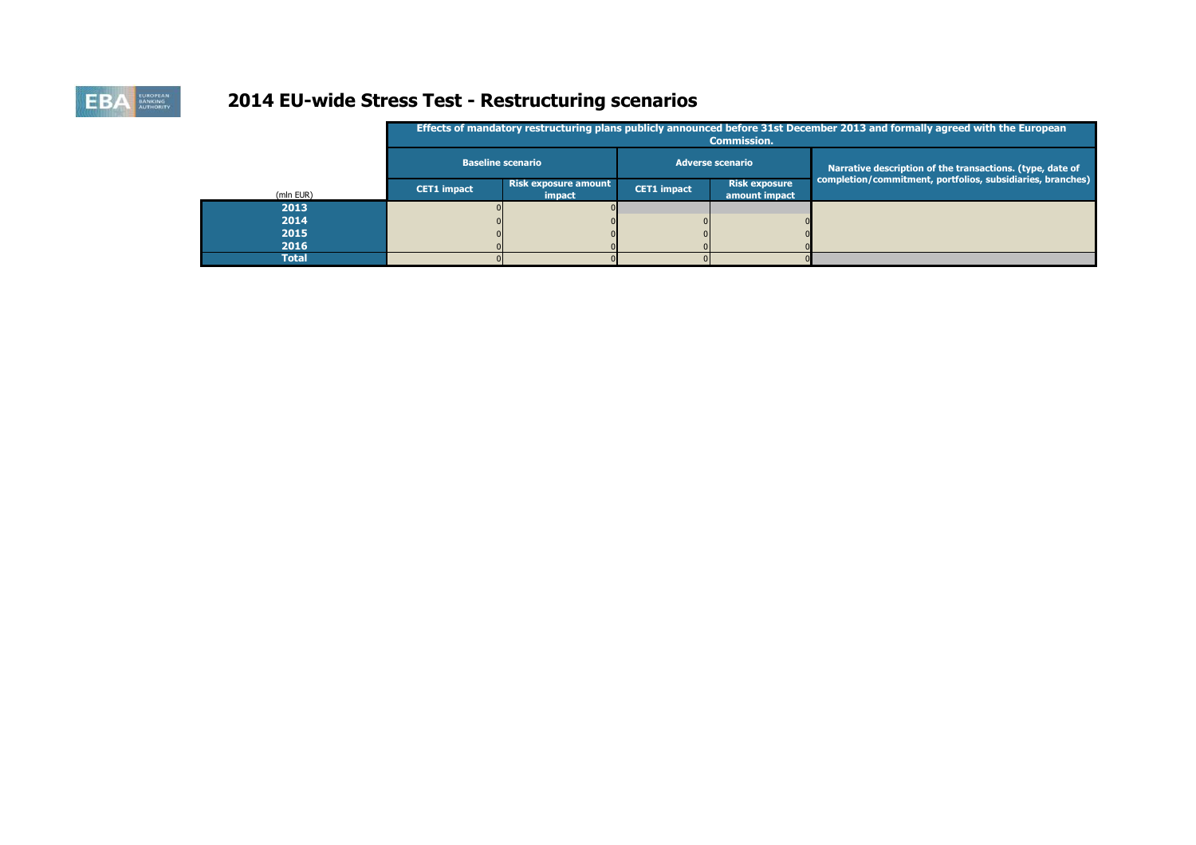# 2014 EU-wide Stress Test - Restructuring scenarios

| (mln EUR) | Effects of mandatory restructuring plans publicly announced before 31st December 2013 and formally agreed with the European Commission. | | | | |
|---|---|---|---|---|---|
| | Baseline scenario | | Adverse scenario | | Narrative description of the transactions. (type, date of completion/commitment, portfolios, subsidiaries, branches) |
| | CET1 impact | Risk exposure amount impact | CET1 impact | Risk exposure amount impact | |
| **2013** | 0 | 0 | | | |
| **2014** | 0 | 0 | 0 | 0 | |
| **2015** | 0 | 0 | 0 | 0 | |
| **2016** | 0 | 0 | 0 | 0 | |
| **Total** | 0 | 0 | 0 | 0 | |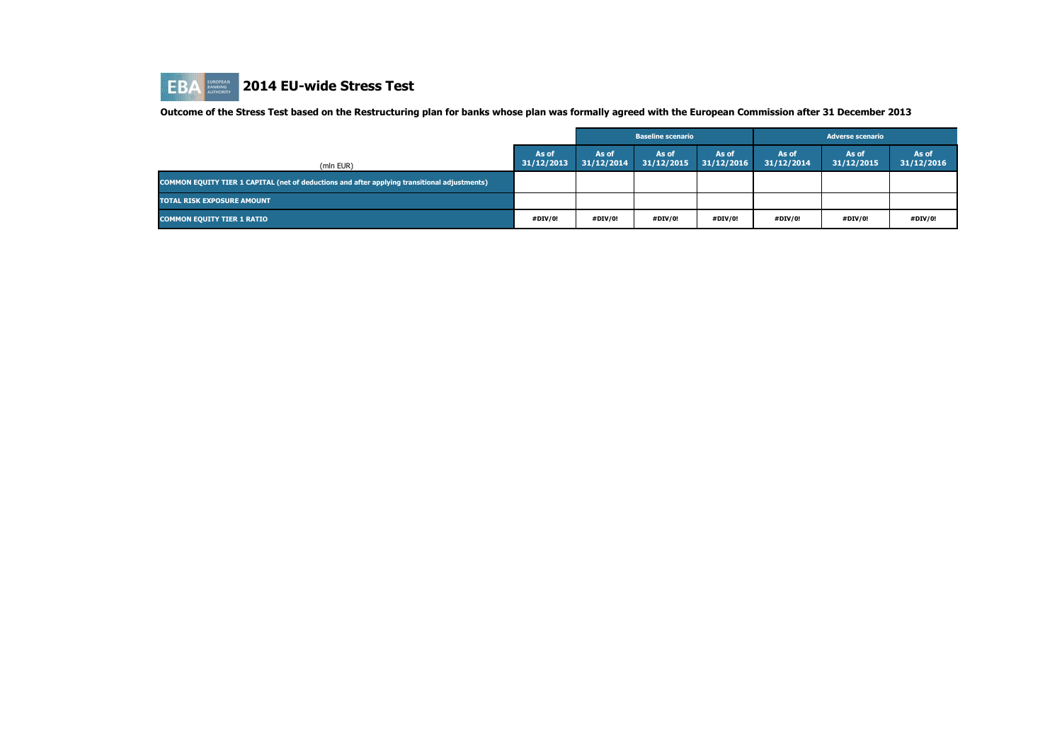# 2014 EU-wide Stress Test

**Outcome of the Stress Test based on the Restructuring plan for banks whose plan was formally agreed with the European Commission after 31 December 2013**

| (mln EUR) | | Baseline scenario | | | Adverse scenario | | |
|---|---|---|---|---|---|---|---|
| | As of 31/12/2013 | As of 31/12/2014 | As of 31/12/2015 | As of 31/12/2016 | As of 31/12/2014 | As of 31/12/2015 | As of 31/12/2016 |
| COMMON EQUITY TIER 1 CAPITAL (net of deductions and after applying transitional adjustments) | | | | | | | |
| TOTAL RISK EXPOSURE AMOUNT | | | | | | | |
| COMMON EQUITY TIER 1 RATIO | #DIV/0! | #DIV/0! | #DIV/0! | #DIV/0! | #DIV/0! | #DIV/0! | #DIV/0! |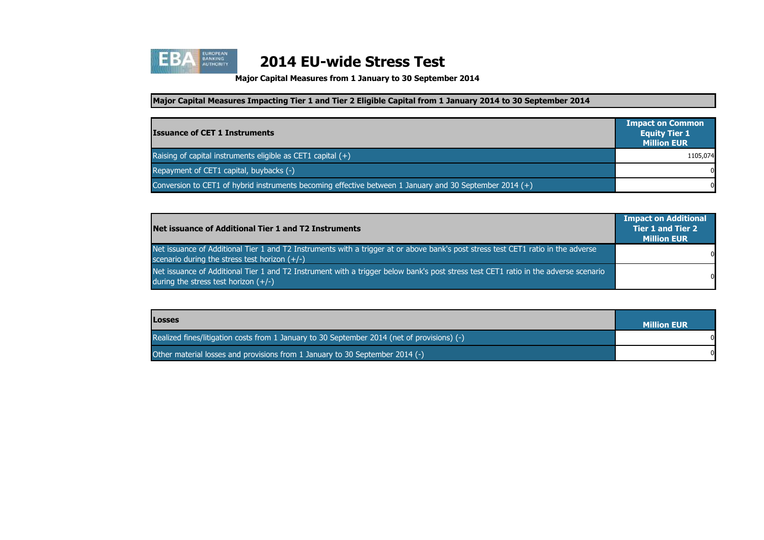# 2014 EU-wide Stress Test

**Major Capital Measures from 1 January to 30 September 2014**

**Major Capital Measures Impacting Tier 1 and Tier 2 Eligible Capital from 1 January 2014 to 30 September 2014**

| Issuance of CET 1 Instruments | Impact on Common Equity Tier 1 Million EUR |
|---|---|
| Raising of capital instruments eligible as CET1 capital (+) | 1105,074 |
| Repayment of CET1 capital, buybacks (-) | 0 |
| Conversion to CET1 of hybrid instruments becoming effective between 1 January and 30 September 2014 (+) | 0 |

| Net issuance of Additional Tier 1 and T2 Instruments | Impact on Additional Tier 1 and Tier 2 Million EUR |
|---|---|
| Net issuance of Additional Tier 1 and T2 Instruments with a trigger at or above bank's post stress test CET1 ratio in the adverse scenario during the stress test horizon (+/-) | 0 |
| Net issuance of Additional Tier 1 and T2 Instrument with a trigger below bank's post stress test CET1 ratio in the adverse scenario during the stress test horizon (+/-) | 0 |

| Losses | Million EUR |
|---|---|
| Realized fines/litigation costs from 1 January to 30 September 2014 (net of provisions) (-) | 0 |
| Other material losses and provisions from 1 January to 30 September 2014 (-) | 0 |